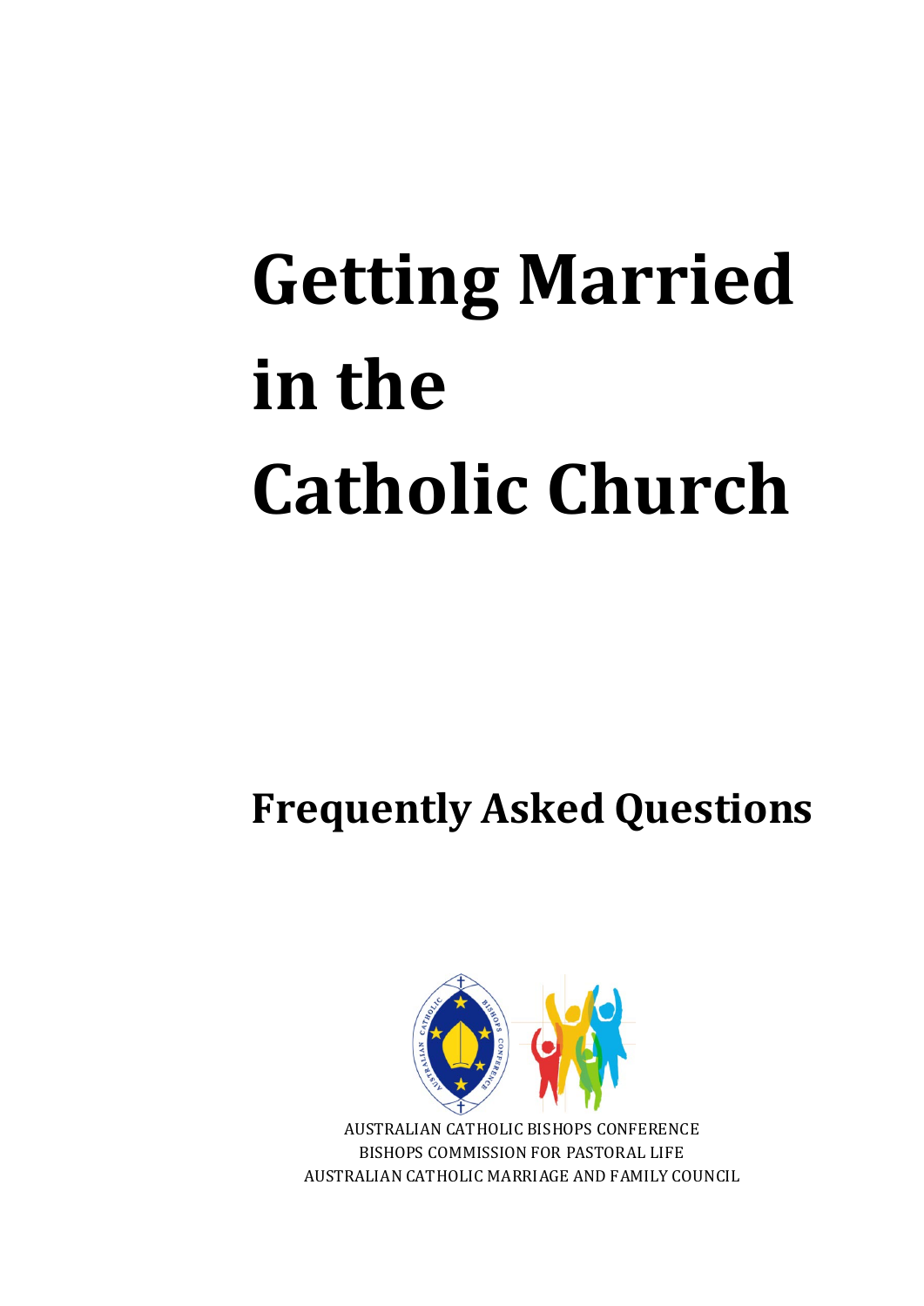# Getting Married in the Catholic Church

## Frequently Asked Questions

AUSTRALIAN CATHOLIC BISHOPS CONFERENCE
BISHOPS COMMISSION FOR PASTORAL LIFE
AUSTRALIAN CATHOLIC MARRIAGE AND FAMILY COUNCIL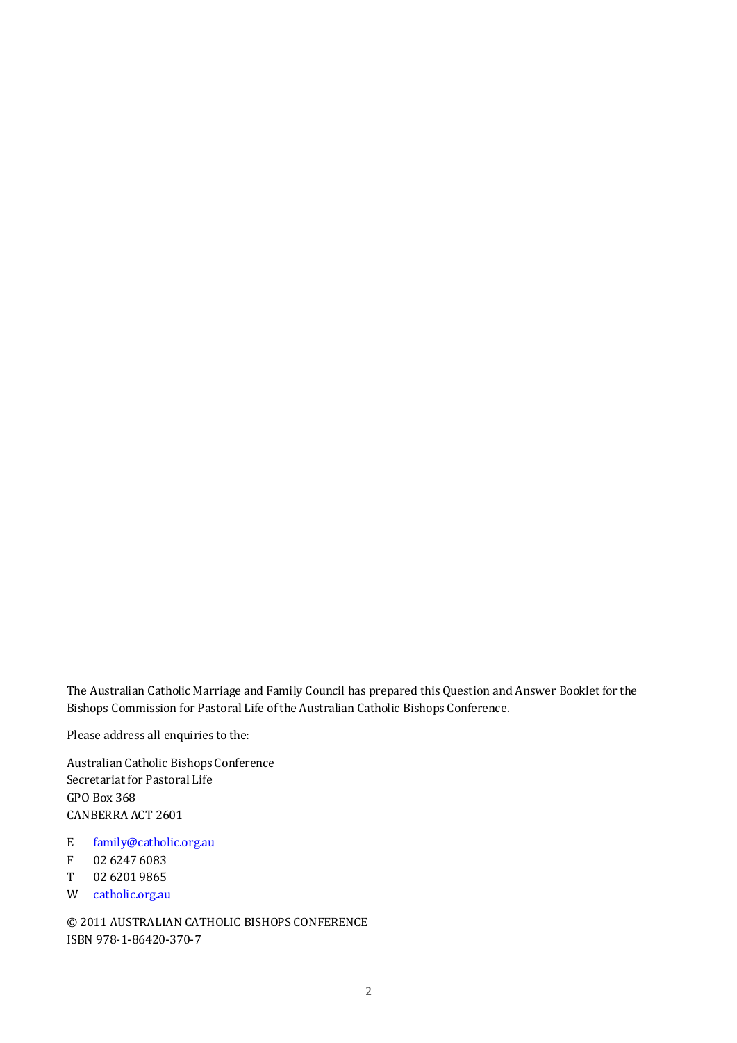The Australian Catholic Marriage and Family Council has prepared this Question and Answer Booklet for the Bishops Commission for Pastoral Life of the Australian Catholic Bishops Conference.

Please address all enquiries to the:

Australian Catholic Bishops Conference  
Secretariat for Pastoral Life  
GPO Box 368  
CANBERRA ACT 2601

E family@catholic.org.au  
F 02 6247 6083  
T 02 6201 9865  
W catholic.org.au

© 2011 AUSTRALIAN CATHOLIC BISHOPS CONFERENCE  
ISBN 978-1-86420-370-7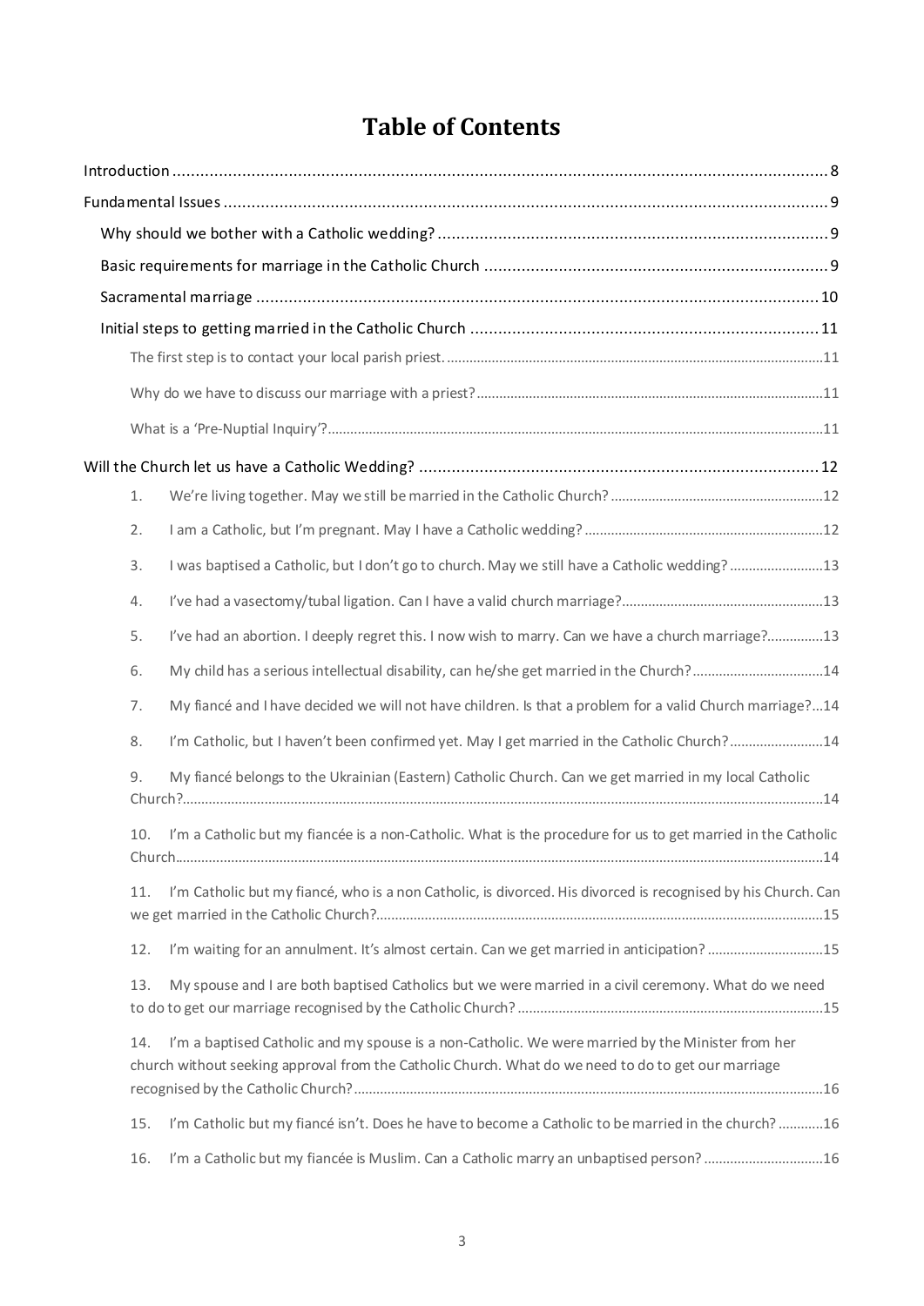# Table of Contents

Introduction ........ 8

Fundamental Issues ........ 9

- Why should we bother with a Catholic wedding? ........ 9
- Basic requirements for marriage in the Catholic Church ........ 9
- Sacramental marriage ........ 10
- Initial steps to getting married in the Catholic Church ........ 11
  - The first step is to contact your local parish priest. ........ 11
  - Why do we have to discuss our marriage with a priest? ........ 11
  - What is a 'Pre-Nuptial Inquiry'? ........ 11

Will the Church let us have a Catholic Wedding? ........ 12

1. We're living together. May we still be married in the Catholic Church? ........ 12
2. I am a Catholic, but I'm pregnant. May I have a Catholic wedding? ........ 12
3. I was baptised a Catholic, but I don't go to church. May we still have a Catholic wedding? ........ 13
4. I've had a vasectomy/tubal ligation. Can I have a valid church marriage? ........ 13
5. I've had an abortion. I deeply regret this. I now wish to marry. Can we have a church marriage? ........ 13
6. My child has a serious intellectual disability, can he/she get married in the Church? ........ 14
7. My fiancé and I have decided we will not have children. Is that a problem for a valid Church marriage? ... 14
8. I'm Catholic, but I haven't been confirmed yet. May I get married in the Catholic Church? ........ 14
9. My fiancé belongs to the Ukrainian (Eastern) Catholic Church. Can we get married in my local Catholic Church? ........ 14
10. I'm a Catholic but my fiancée is a non-Catholic. What is the procedure for us to get married in the Catholic Church ........ 14
11. I'm Catholic but my fiancé, who is a non Catholic, is divorced. His divorced is recognised by his Church. Can we get married in the Catholic Church? ........ 15
12. I'm waiting for an annulment. It's almost certain. Can we get married in anticipation? ........ 15
13. My spouse and I are both baptised Catholics but we were married in a civil ceremony. What do we need to do to get our marriage recognised by the Catholic Church? ........ 15
14. I'm a baptised Catholic and my spouse is a non-Catholic. We were married by the Minister from her church without seeking approval from the Catholic Church. What do we need to do to get our marriage recognised by the Catholic Church? ........ 16
15. I'm Catholic but my fiancé isn't. Does he have to become a Catholic to be married in the church? ........ 16
16. I'm a Catholic but my fiancée is Muslim. Can a Catholic marry an unbaptised person? ........ 16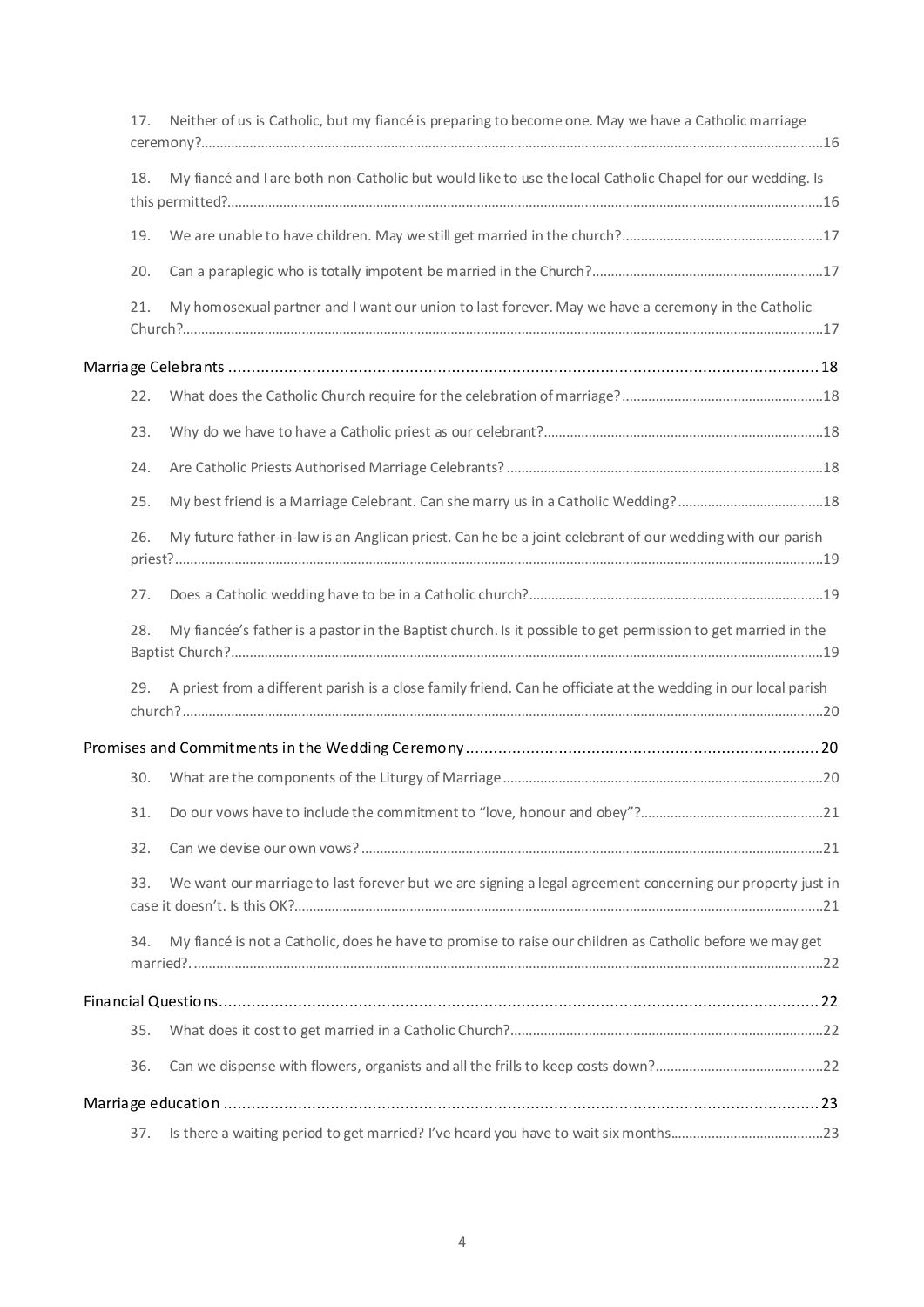17. Neither of us is Catholic, but my fiancé is preparing to become one. May we have a Catholic marriage ceremony? ..... 16

18. My fiancé and I are both non-Catholic but would like to use the local Catholic Chapel for our wedding. Is this permitted? ..... 16

19. We are unable to have children. May we still get married in the church? ..... 17

20. Can a paraplegic who is totally impotent be married in the Church? ..... 17

21. My homosexual partner and I want our union to last forever. May we have a ceremony in the Catholic Church? ..... 17

Marriage Celebrants ..... 18

22. What does the Catholic Church require for the celebration of marriage? ..... 18

23. Why do we have to have a Catholic priest as our celebrant? ..... 18

24. Are Catholic Priests Authorised Marriage Celebrants? ..... 18

25. My best friend is a Marriage Celebrant. Can she marry us in a Catholic Wedding? ..... 18

26. My future father-in-law is an Anglican priest. Can he be a joint celebrant of our wedding with our parish priest? ..... 19

27. Does a Catholic wedding have to be in a Catholic church? ..... 19

28. My fiancée's father is a pastor in the Baptist church. Is it possible to get permission to get married in the Baptist Church? ..... 19

29. A priest from a different parish is a close family friend. Can he officiate at the wedding in our local parish church? ..... 20

Promises and Commitments in the Wedding Ceremony ..... 20

30. What are the components of the Liturgy of Marriage ..... 20

31. Do our vows have to include the commitment to "love, honour and obey"? ..... 21

32. Can we devise our own vows? ..... 21

33. We want our marriage to last forever but we are signing a legal agreement concerning our property just in case it doesn't. Is this OK? ..... 21

34. My fiancé is not a Catholic, does he have to promise to raise our children as Catholic before we may get married? ..... 22

Financial Questions ..... 22

35. What does it cost to get married in a Catholic Church? ..... 22

36. Can we dispense with flowers, organists and all the frills to keep costs down? ..... 22

Marriage education ..... 23

37. Is there a waiting period to get married? I've heard you have to wait six months ..... 23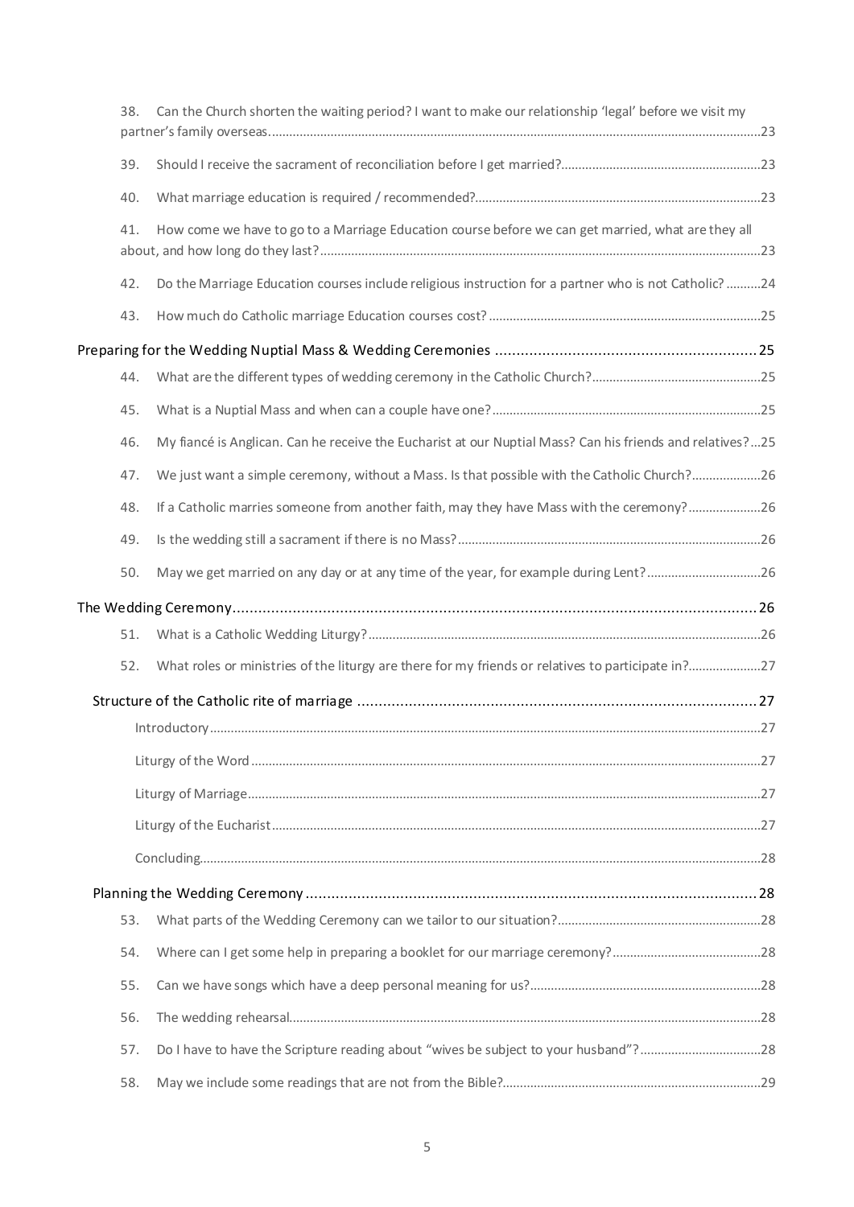38. Can the Church shorten the waiting period? I want to make our relationship 'legal' before we visit my partner's family overseas.....23

39. Should I receive the sacrament of reconciliation before I get married?.....23

40. What marriage education is required / recommended?.....23

41. How come we have to go to a Marriage Education course before we can get married, what are they all about, and how long do they last?.....23

42. Do the Marriage Education courses include religious instruction for a partner who is not Catholic?.....24

43. How much do Catholic marriage Education courses cost?.....25

Preparing for the Wedding Nuptial Mass & Wedding Ceremonies.....25

44. What are the different types of wedding ceremony in the Catholic Church?.....25

45. What is a Nuptial Mass and when can a couple have one?.....25

46. My fiancé is Anglican. Can he receive the Eucharist at our Nuptial Mass? Can his friends and relatives?...25

47. We just want a simple ceremony, without a Mass. Is that possible with the Catholic Church?.....26

48. If a Catholic marries someone from another faith, may they have Mass with the ceremony?.....26

49. Is the wedding still a sacrament if there is no Mass?.....26

50. May we get married on any day or at any time of the year, for example during Lent?.....26

The Wedding Ceremony.....26

51. What is a Catholic Wedding Liturgy?.....26

52. What roles or ministries of the liturgy are there for my friends or relatives to participate in?.....27

Structure of the Catholic rite of marriage.....27

Introductory.....27

Liturgy of the Word.....27

Liturgy of Marriage.....27

Liturgy of the Eucharist.....27

Concluding.....28

Planning the Wedding Ceremony.....28

53. What parts of the Wedding Ceremony can we tailor to our situation?.....28

54. Where can I get some help in preparing a booklet for our marriage ceremony?.....28

55. Can we have songs which have a deep personal meaning for us?.....28

56. The wedding rehearsal.....28

57. Do I have to have the Scripture reading about "wives be subject to your husband"?.....28

58. May we include some readings that are not from the Bible?.....29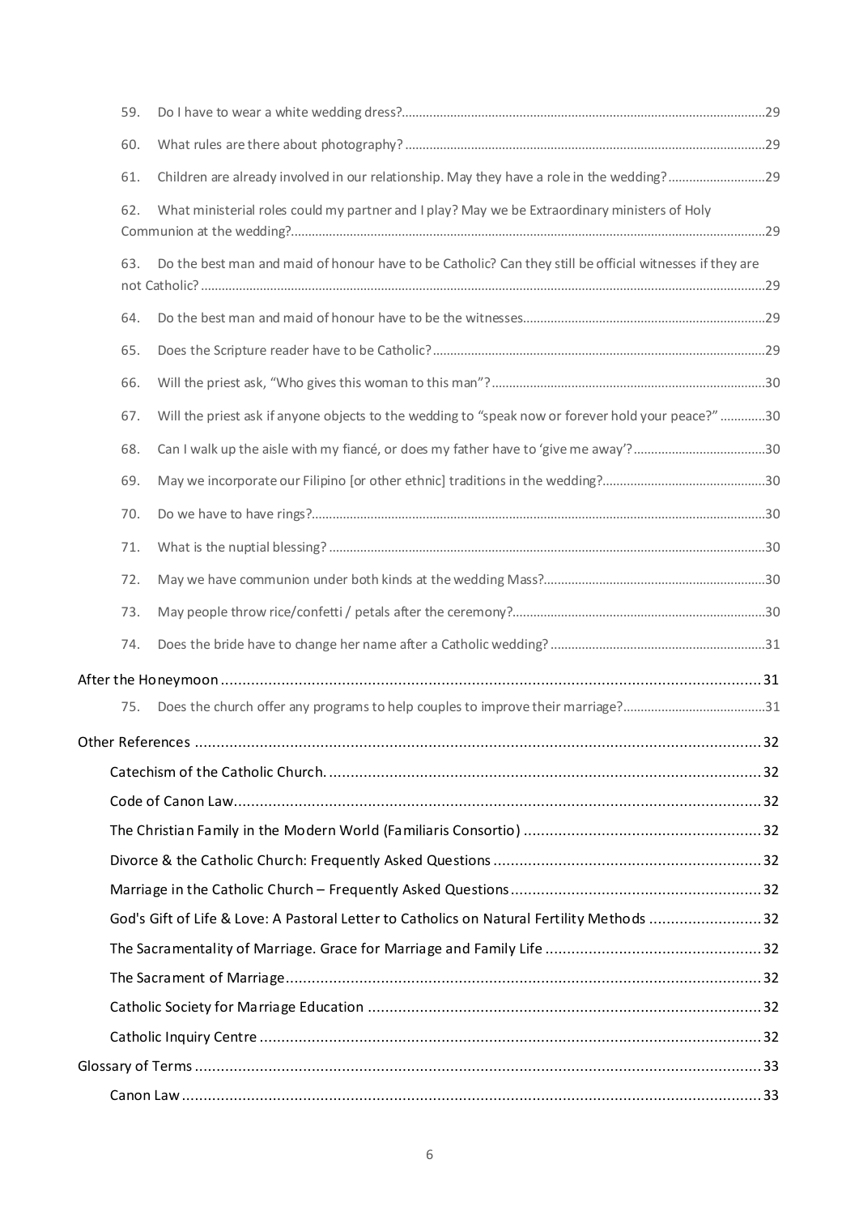59. Do I have to wear a white wedding dress? 29

60. What rules are there about photography? 29

61. Children are already involved in our relationship. May they have a role in the wedding? 29

62. What ministerial roles could my partner and I play? May we be Extraordinary ministers of Holy Communion at the wedding? 29

63. Do the best man and maid of honour have to be Catholic? Can they still be official witnesses if they are not Catholic? 29

64. Do the best man and maid of honour have to be the witnesses 29

65. Does the Scripture reader have to be Catholic? 29

66. Will the priest ask, "Who gives this woman to this man"? 30

67. Will the priest ask if anyone objects to the wedding to "speak now or forever hold your peace?" 30

68. Can I walk up the aisle with my fiancé, or does my father have to 'give me away'? 30

69. May we incorporate our Filipino [or other ethnic] traditions in the wedding? 30

70. Do we have to have rings? 30

71. What is the nuptial blessing? 30

72. May we have communion under both kinds at the wedding Mass? 30

73. May people throw rice/confetti / petals after the ceremony? 30

74. Does the bride have to change her name after a Catholic wedding? 31

After the Honeymoon 31

75. Does the church offer any programs to help couples to improve their marriage? 31

Other References 32

- Catechism of the Catholic Church. 32
- Code of Canon Law 32
- The Christian Family in the Modern World (Familiaris Consortio) 32
- Divorce & the Catholic Church: Frequently Asked Questions 32
- Marriage in the Catholic Church – Frequently Asked Questions 32
- God's Gift of Life & Love: A Pastoral Letter to Catholics on Natural Fertility Methods 32
- The Sacramentality of Marriage. Grace for Marriage and Family Life 32
- The Sacrament of Marriage 32
- Catholic Society for Marriage Education 32
- Catholic Inquiry Centre 32

Glossary of Terms 33

- Canon Law 33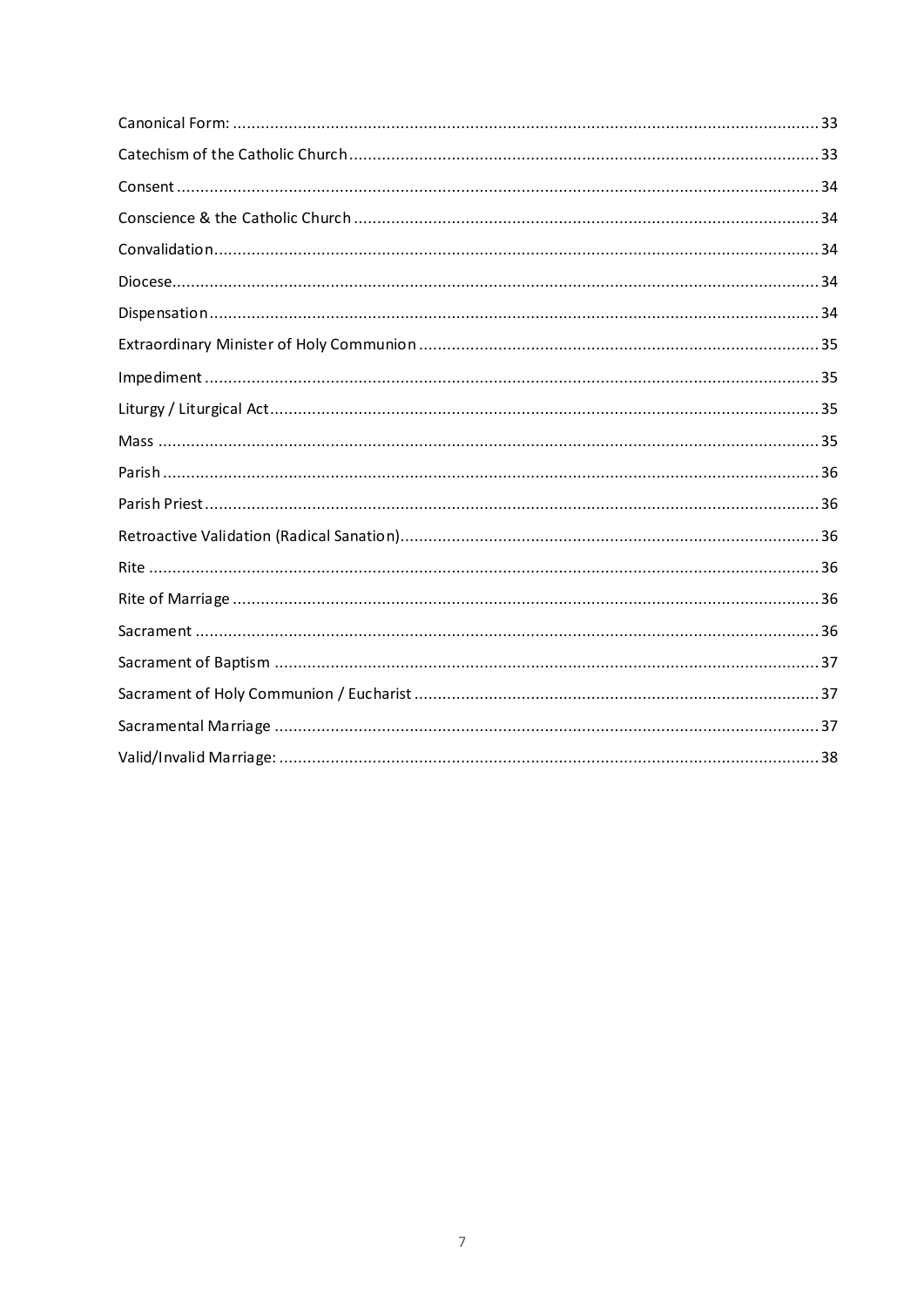Canonical Form: ..... 33
Catechism of the Catholic Church ..... 33
Consent ..... 34
Conscience & the Catholic Church ..... 34
Convalidation ..... 34
Diocese ..... 34
Dispensation ..... 34
Extraordinary Minister of Holy Communion ..... 35
Impediment ..... 35
Liturgy / Liturgical Act ..... 35
Mass ..... 35
Parish ..... 36
Parish Priest ..... 36
Retroactive Validation (Radical Sanation) ..... 36
Rite ..... 36
Rite of Marriage ..... 36
Sacrament ..... 36
Sacrament of Baptism ..... 37
Sacrament of Holy Communion / Eucharist ..... 37
Sacramental Marriage ..... 37
Valid/Invalid Marriage: ..... 38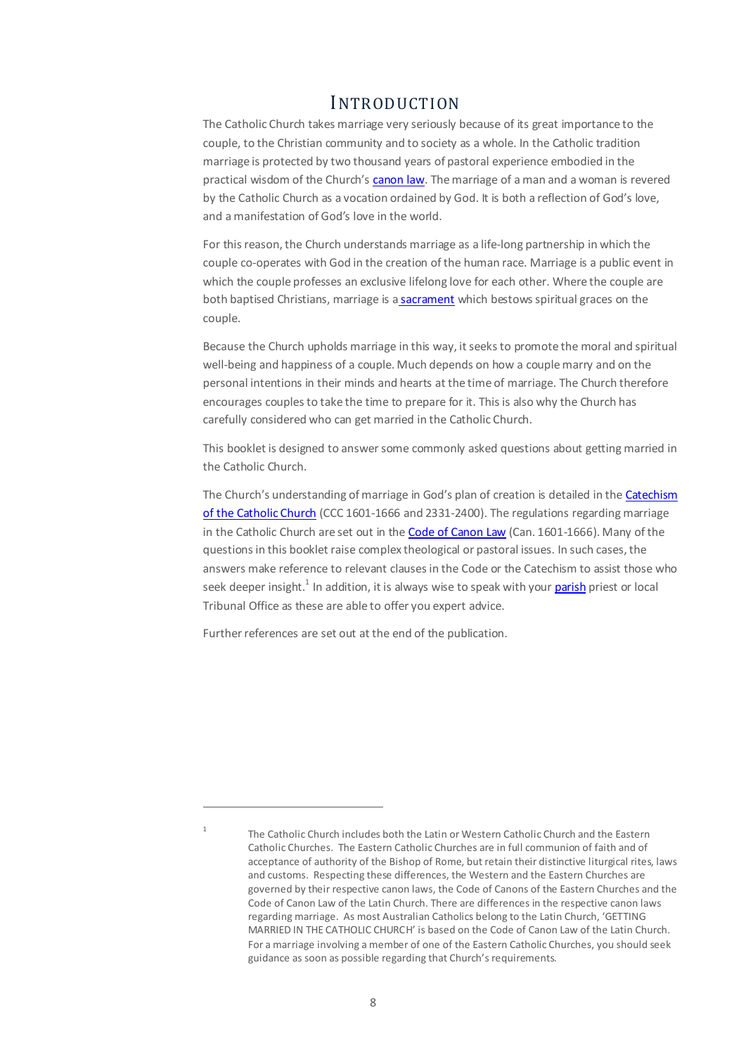# INTRODUCTION

The Catholic Church takes marriage very seriously because of its great importance to the couple, to the Christian community and to society as a whole. In the Catholic tradition marriage is protected by two thousand years of pastoral experience embodied in the practical wisdom of the Church's canon law. The marriage of a man and a woman is revered by the Catholic Church as a vocation ordained by God. It is both a reflection of God's love, and a manifestation of God's love in the world.

For this reason, the Church understands marriage as a life-long partnership in which the couple co-operates with God in the creation of the human race. Marriage is a public event in which the couple professes an exclusive lifelong love for each other. Where the couple are both baptised Christians, marriage is a sacrament which bestows spiritual graces on the couple.

Because the Church upholds marriage in this way, it seeks to promote the moral and spiritual well-being and happiness of a couple. Much depends on how a couple marry and on the personal intentions in their minds and hearts at the time of marriage. The Church therefore encourages couples to take the time to prepare for it. This is also why the Church has carefully considered who can get married in the Catholic Church.

This booklet is designed to answer some commonly asked questions about getting married in the Catholic Church.

The Church's understanding of marriage in God's plan of creation is detailed in the Catechism of the Catholic Church (CCC 1601-1666 and 2331-2400). The regulations regarding marriage in the Catholic Church are set out in the Code of Canon Law (Can. 1601-1666). Many of the questions in this booklet raise complex theological or pastoral issues. In such cases, the answers make reference to relevant clauses in the Code or the Catechism to assist those who seek deeper insight.[1] In addition, it is always wise to speak with your parish priest or local Tribunal Office as these are able to offer you expert advice.

Further references are set out at the end of the publication.

---

[1] The Catholic Church includes both the Latin or Western Catholic Church and the Eastern Catholic Churches. The Eastern Catholic Churches are in full communion of faith and of acceptance of authority of the Bishop of Rome, but retain their distinctive liturgical rites, laws and customs. Respecting these differences, the Western and the Eastern Churches are governed by their respective canon laws, the Code of Canons of the Eastern Churches and the Code of Canon Law of the Latin Church. There are differences in the respective canon laws regarding marriage. As most Australian Catholics belong to the Latin Church, 'GETTING MARRIED IN THE CATHOLIC CHURCH' is based on the Code of Canon Law of the Latin Church. For a marriage involving a member of one of the Eastern Catholic Churches, you should seek guidance as soon as possible regarding that Church's requirements.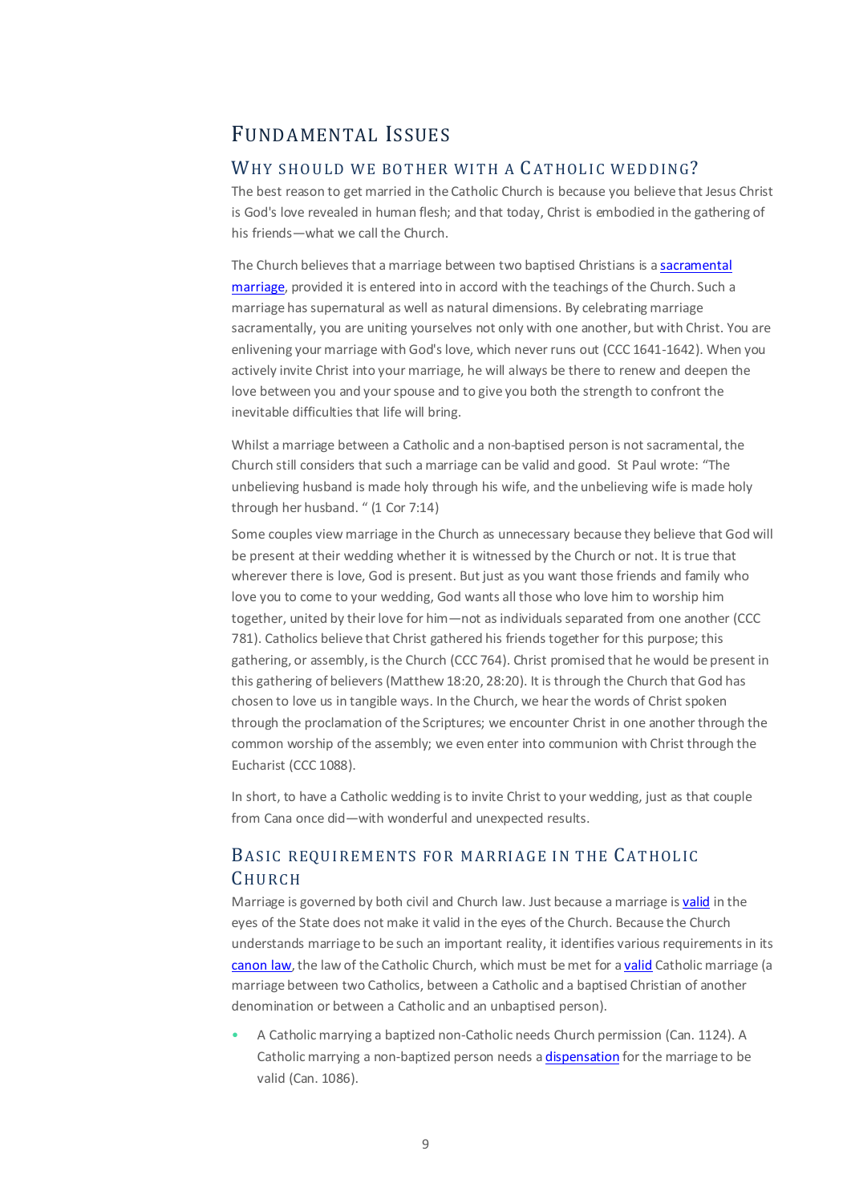# Fundamental Issues

## Why should we bother with a Catholic wedding?

The best reason to get married in the Catholic Church is because you believe that Jesus Christ is God's love revealed in human flesh; and that today, Christ is embodied in the gathering of his friends—what we call the Church.

The Church believes that a marriage between two baptised Christians is a sacramental marriage, provided it is entered into in accord with the teachings of the Church. Such a marriage has supernatural as well as natural dimensions. By celebrating marriage sacramentally, you are uniting yourselves not only with one another, but with Christ. You are enlivening your marriage with God's love, which never runs out (CCC 1641-1642). When you actively invite Christ into your marriage, he will always be there to renew and deepen the love between you and your spouse and to give you both the strength to confront the inevitable difficulties that life will bring.

Whilst a marriage between a Catholic and a non-baptised person is not sacramental, the Church still considers that such a marriage can be valid and good. St Paul wrote: "The unbelieving husband is made holy through his wife, and the unbelieving wife is made holy through her husband. " (1 Cor 7:14)

Some couples view marriage in the Church as unnecessary because they believe that God will be present at their wedding whether it is witnessed by the Church or not. It is true that wherever there is love, God is present. But just as you want those friends and family who love you to come to your wedding, God wants all those who love him to worship him together, united by their love for him—not as individuals separated from one another (CCC 781). Catholics believe that Christ gathered his friends together for this purpose; this gathering, or assembly, is the Church (CCC 764). Christ promised that he would be present in this gathering of believers (Matthew 18:20, 28:20). It is through the Church that God has chosen to love us in tangible ways. In the Church, we hear the words of Christ spoken through the proclamation of the Scriptures; we encounter Christ in one another through the common worship of the assembly; we even enter into communion with Christ through the Eucharist (CCC 1088).

In short, to have a Catholic wedding is to invite Christ to your wedding, just as that couple from Cana once did—with wonderful and unexpected results.

## Basic requirements for marriage in the Catholic Church

Marriage is governed by both civil and Church law. Just because a marriage is valid in the eyes of the State does not make it valid in the eyes of the Church. Because the Church understands marriage to be such an important reality, it identifies various requirements in its canon law, the law of the Catholic Church, which must be met for a valid Catholic marriage (a marriage between two Catholics, between a Catholic and a baptised Christian of another denomination or between a Catholic and an unbaptised person).

- A Catholic marrying a baptized non-Catholic needs Church permission (Can. 1124). A Catholic marrying a non-baptized person needs a dispensation for the marriage to be valid (Can. 1086).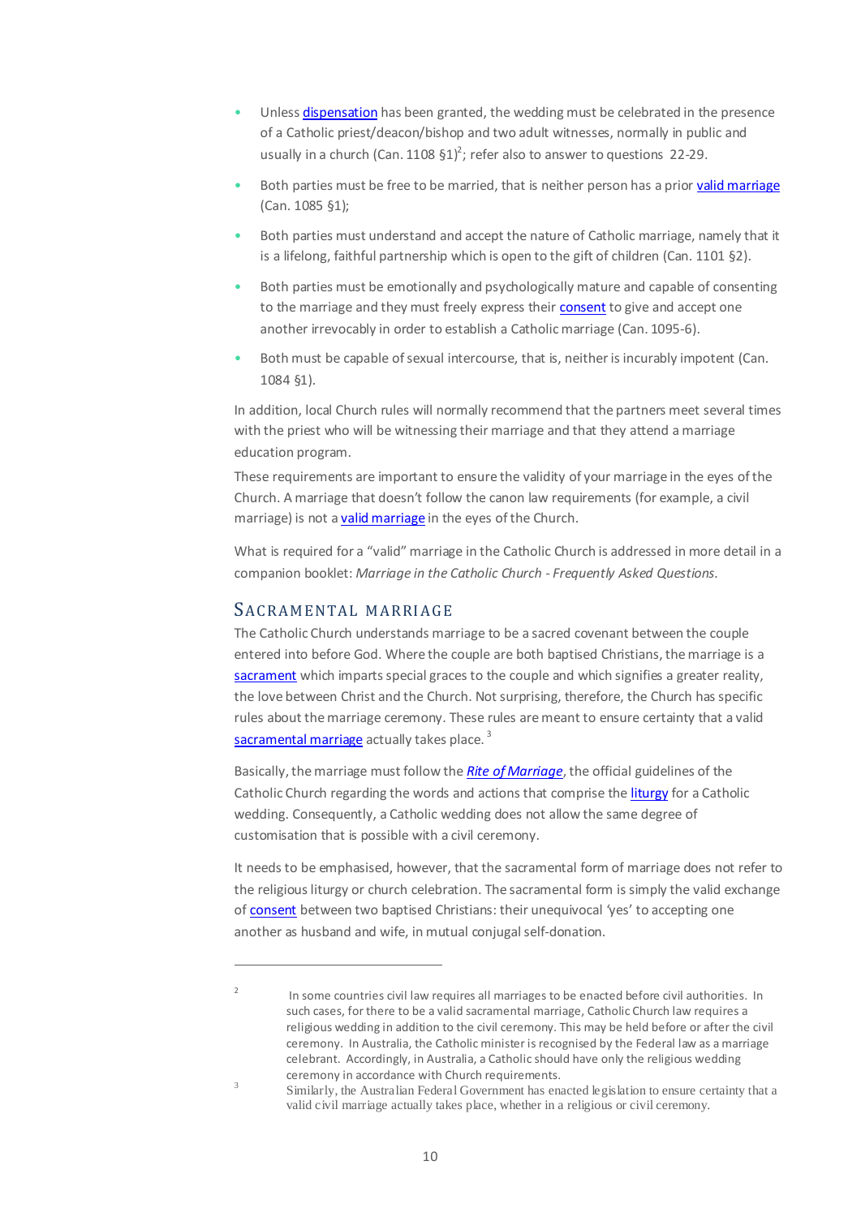- Unless dispensation has been granted, the wedding must be celebrated in the presence of a Catholic priest/deacon/bishop and two adult witnesses, normally in public and usually in a church (Can. 1108 §1)[2]; refer also to answer to questions 22-29.
- Both parties must be free to be married, that is neither person has a prior valid marriage (Can. 1085 §1);
- Both parties must understand and accept the nature of Catholic marriage, namely that it is a lifelong, faithful partnership which is open to the gift of children (Can. 1101 §2).
- Both parties must be emotionally and psychologically mature and capable of consenting to the marriage and they must freely express their consent to give and accept one another irrevocably in order to establish a Catholic marriage (Can. 1095-6).
- Both must be capable of sexual intercourse, that is, neither is incurably impotent (Can. 1084 §1).

In addition, local Church rules will normally recommend that the partners meet several times with the priest who will be witnessing their marriage and that they attend a marriage education program.

These requirements are important to ensure the validity of your marriage in the eyes of the Church. A marriage that doesn't follow the canon law requirements (for example, a civil marriage) is not a valid marriage in the eyes of the Church.

What is required for a "valid" marriage in the Catholic Church is addressed in more detail in a companion booklet: *Marriage in the Catholic Church - Frequently Asked Questions*.

## Sacramental marriage

The Catholic Church understands marriage to be a sacred covenant between the couple entered into before God. Where the couple are both baptised Christians, the marriage is a sacrament which imparts special graces to the couple and which signifies a greater reality, the love between Christ and the Church. Not surprising, therefore, the Church has specific rules about the marriage ceremony. These rules are meant to ensure certainty that a valid sacramental marriage actually takes place.[3]

Basically, the marriage must follow the *Rite of Marriage*, the official guidelines of the Catholic Church regarding the words and actions that comprise the liturgy for a Catholic wedding. Consequently, a Catholic wedding does not allow the same degree of customisation that is possible with a civil ceremony.

It needs to be emphasised, however, that the sacramental form of marriage does not refer to the religious liturgy or church celebration. The sacramental form is simply the valid exchange of consent between two baptised Christians: their unequivocal 'yes' to accepting one another as husband and wife, in mutual conjugal self-donation.

---

[2] In some countries civil law requires all marriages to be enacted before civil authorities. In such cases, for there to be a valid sacramental marriage, Catholic Church law requires a religious wedding in addition to the civil ceremony. This may be held before or after the civil ceremony. In Australia, the Catholic minister is recognised by the Federal law as a marriage celebrant. Accordingly, in Australia, a Catholic should have only the religious wedding ceremony in accordance with Church requirements.

[3] Similarly, the Australian Federal Government has enacted legislation to ensure certainty that a valid civil marriage actually takes place, whether in a religious or civil ceremony.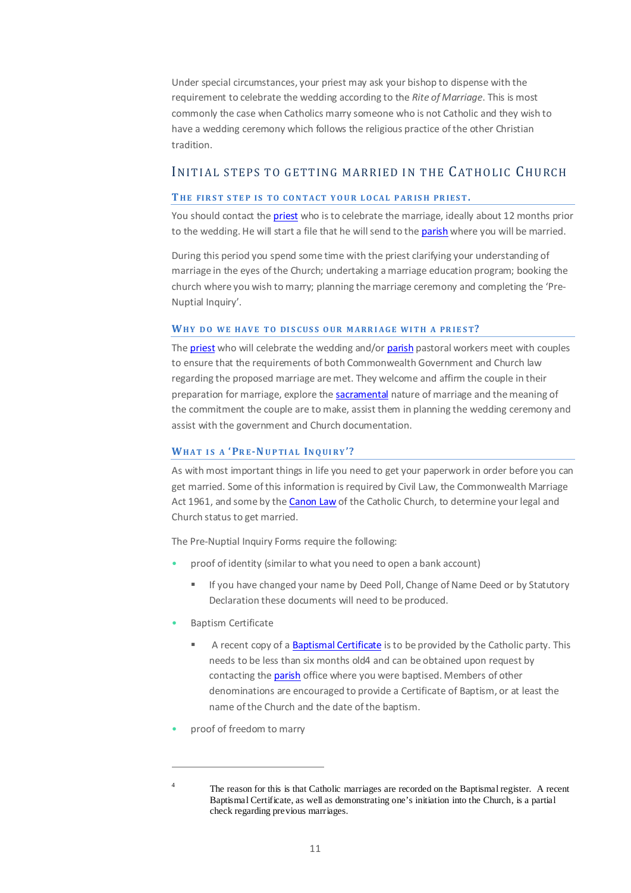Under special circumstances, your priest may ask your bishop to dispense with the requirement to celebrate the wedding according to the *Rite of Marriage*. This is most commonly the case when Catholics marry someone who is not Catholic and they wish to have a wedding ceremony which follows the religious practice of the other Christian tradition.

## Initial Steps to Getting Married in the Catholic Church

### The first step is to contact your local parish priest.

You should contact the priest who is to celebrate the marriage, ideally about 12 months prior to the wedding. He will start a file that he will send to the parish where you will be married.

During this period you spend some time with the priest clarifying your understanding of marriage in the eyes of the Church; undertaking a marriage education program; booking the church where you wish to marry; planning the marriage ceremony and completing the 'Pre-Nuptial Inquiry'.

### Why do we have to discuss our marriage with a priest?

The priest who will celebrate the wedding and/or parish pastoral workers meet with couples to ensure that the requirements of both Commonwealth Government and Church law regarding the proposed marriage are met. They welcome and affirm the couple in their preparation for marriage, explore the sacramental nature of marriage and the meaning of the commitment the couple are to make, assist them in planning the wedding ceremony and assist with the government and Church documentation.

### What is a 'Pre-Nuptial Inquiry'?

As with most important things in life you need to get your paperwork in order before you can get married. Some of this information is required by Civil Law, the Commonwealth Marriage Act 1961, and some by the Canon Law of the Catholic Church, to determine your legal and Church status to get married.

The Pre-Nuptial Inquiry Forms require the following:

- proof of identity (similar to what you need to open a bank account)
    - If you have changed your name by Deed Poll, Change of Name Deed or by Statutory Declaration these documents will need to be produced.
- Baptism Certificate
    - A recent copy of a Baptismal Certificate is to be provided by the Catholic party. This needs to be less than six months old[4] and can be obtained upon request by contacting the parish office where you were baptised. Members of other denominations are encouraged to provide a Certificate of Baptism, or at least the name of the Church and the date of the baptism.
- proof of freedom to marry

---

[4] The reason for this is that Catholic marriages are recorded on the Baptismal register. A recent Baptismal Certificate, as well as demonstrating one's initiation into the Church, is a partial check regarding previous marriages.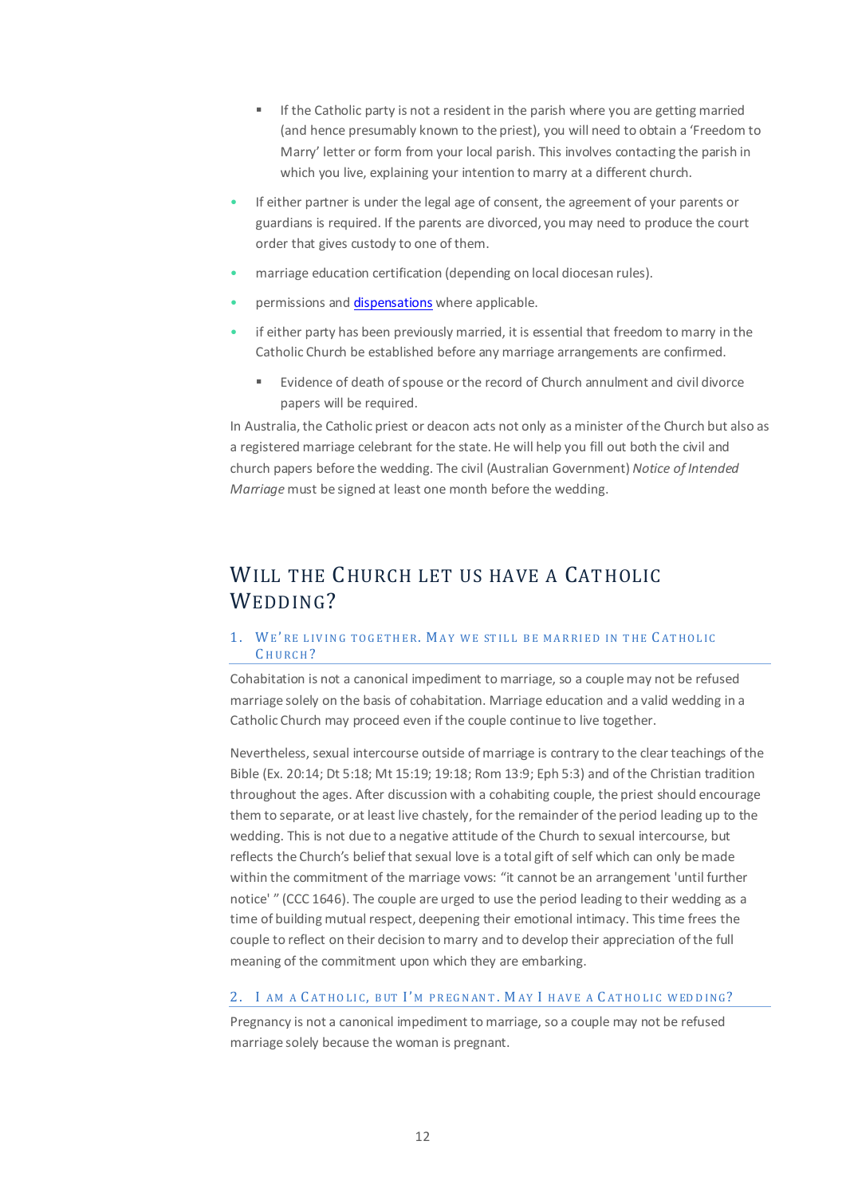- If the Catholic party is not a resident in the parish where you are getting married (and hence presumably known to the priest), you will need to obtain a 'Freedom to Marry' letter or form from your local parish. This involves contacting the parish in which you live, explaining your intention to marry at a different church.
- If either partner is under the legal age of consent, the agreement of your parents or guardians is required. If the parents are divorced, you may need to produce the court order that gives custody to one of them.
- marriage education certification (depending on local diocesan rules).
- permissions and dispensations where applicable.
- if either party has been previously married, it is essential that freedom to marry in the Catholic Church be established before any marriage arrangements are confirmed.
   - Evidence of death of spouse or the record of Church annulment and civil divorce papers will be required.

In Australia, the Catholic priest or deacon acts not only as a minister of the Church but also as a registered marriage celebrant for the state. He will help you fill out both the civil and church papers before the wedding. The civil (Australian Government) *Notice of Intended Marriage* must be signed at least one month before the wedding.

# Will the Church let us have a Catholic Wedding?

## 1. We're living together. May we still be married in the Catholic Church?

Cohabitation is not a canonical impediment to marriage, so a couple may not be refused marriage solely on the basis of cohabitation. Marriage education and a valid wedding in a Catholic Church may proceed even if the couple continue to live together.

Nevertheless, sexual intercourse outside of marriage is contrary to the clear teachings of the Bible (Ex. 20:14; Dt 5:18; Mt 15:19; 19:18; Rom 13:9; Eph 5:3) and of the Christian tradition throughout the ages. After discussion with a cohabiting couple, the priest should encourage them to separate, or at least live chastely, for the remainder of the period leading up to the wedding. This is not due to a negative attitude of the Church to sexual intercourse, but reflects the Church's belief that sexual love is a total gift of self which can only be made within the commitment of the marriage vows: "it cannot be an arrangement 'until further notice' " (CCC 1646). The couple are urged to use the period leading to their wedding as a time of building mutual respect, deepening their emotional intimacy. This time frees the couple to reflect on their decision to marry and to develop their appreciation of the full meaning of the commitment upon which they are embarking.

## 2. I am a Catholic, but I'm pregnant. May I have a Catholic wedding?

Pregnancy is not a canonical impediment to marriage, so a couple may not be refused marriage solely because the woman is pregnant.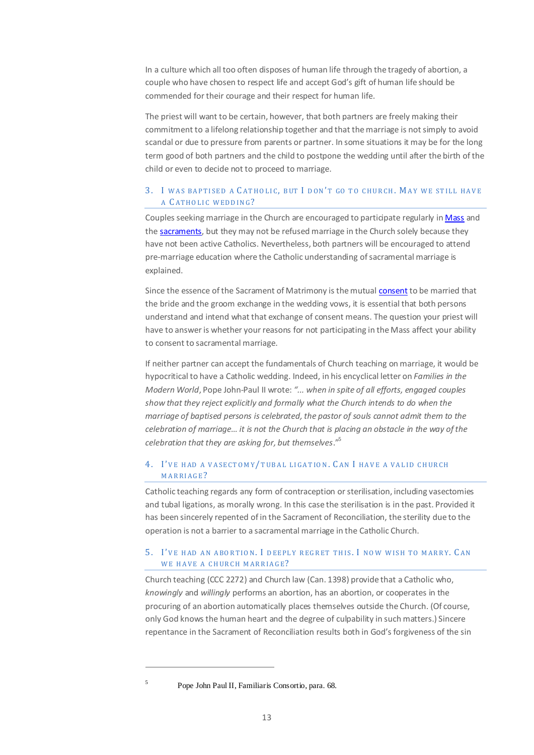In a culture which all too often disposes of human life through the tragedy of abortion, a couple who have chosen to respect life and accept God's gift of human life should be commended for their courage and their respect for human life.

The priest will want to be certain, however, that both partners are freely making their commitment to a lifelong relationship together and that the marriage is not simply to avoid scandal or due to pressure from parents or partner. In some situations it may be for the long term good of both partners and the child to postpone the wedding until after the birth of the child or even to decide not to proceed to marriage.

## 3. I was baptised a Catholic, but I don't go to church. May we still have a Catholic wedding?

Couples seeking marriage in the Church are encouraged to participate regularly in Mass and the sacraments, but they may not be refused marriage in the Church solely because they have not been active Catholics. Nevertheless, both partners will be encouraged to attend pre-marriage education where the Catholic understanding of sacramental marriage is explained.

Since the essence of the Sacrament of Matrimony is the mutual consent to be married that the bride and the groom exchange in the wedding vows, it is essential that both persons understand and intend what that exchange of consent means. The question your priest will have to answer is whether your reasons for not participating in the Mass affect your ability to consent to sacramental marriage.

If neither partner can accept the fundamentals of Church teaching on marriage, it would be hypocritical to have a Catholic wedding. Indeed, in his encyclical letter on *Families in the Modern World*, Pope John-Paul II wrote: *"... when in spite of all efforts, engaged couples show that they reject explicitly and formally what the Church intends to do when the marriage of baptised persons is celebrated, the pastor of souls cannot admit them to the celebration of marriage... it is not the Church that is placing an obstacle in the way of the celebration that they are asking for, but themselves."*[5]

## 4. I've had a vasectomy/tubal ligation. Can I have a valid church marriage?

Catholic teaching regards any form of contraception or sterilisation, including vasectomies and tubal ligations, as morally wrong. In this case the sterilisation is in the past. Provided it has been sincerely repented of in the Sacrament of Reconciliation, the sterility due to the operation is not a barrier to a sacramental marriage in the Catholic Church.

## 5. I've had an abortion. I deeply regret this. I now wish to marry. Can we have a church marriage?

Church teaching (CCC 2272) and Church law (Can. 1398) provide that a Catholic who, *knowingly* and *willingly* performs an abortion, has an abortion, or cooperates in the procuring of an abortion automatically places themselves outside the Church. (Of course, only God knows the human heart and the degree of culpability in such matters.) Sincere repentance in the Sacrament of Reconciliation results both in God's forgiveness of the sin

---

[5] Pope John Paul II, Familiaris Consortio, para. 68.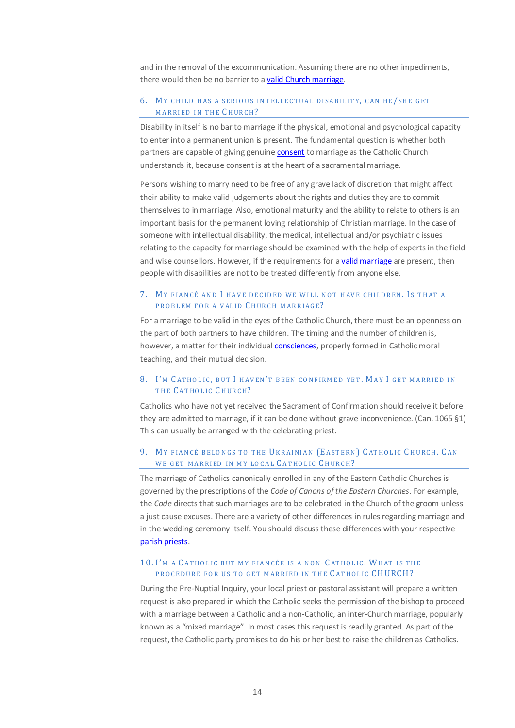and in the removal of the excommunication. Assuming there are no other impediments, there would then be no barrier to a valid Church marriage.

### 6. My child has a serious intellectual disability, can he/she get married in the Church?

Disability in itself is no bar to marriage if the physical, emotional and psychological capacity to enter into a permanent union is present. The fundamental question is whether both partners are capable of giving genuine consent to marriage as the Catholic Church understands it, because consent is at the heart of a sacramental marriage.

Persons wishing to marry need to be free of any grave lack of discretion that might affect their ability to make valid judgements about the rights and duties they are to commit themselves to in marriage. Also, emotional maturity and the ability to relate to others is an important basis for the permanent loving relationship of Christian marriage. In the case of someone with intellectual disability, the medical, intellectual and/or psychiatric issues relating to the capacity for marriage should be examined with the help of experts in the field and wise counsellors. However, if the requirements for a valid marriage are present, then people with disabilities are not to be treated differently from anyone else.

### 7. My fiancé and I have decided we will not have children. Is that a problem for a valid Church marriage?

For a marriage to be valid in the eyes of the Catholic Church, there must be an openness on the part of both partners to have children. The timing and the number of children is, however, a matter for their individual consciences, properly formed in Catholic moral teaching, and their mutual decision.

### 8. I'm Catholic, but I haven't been confirmed yet. May I get married in the Catholic Church?

Catholics who have not yet received the Sacrament of Confirmation should receive it before they are admitted to marriage, if it can be done without grave inconvenience. (Can. 1065 §1) This can usually be arranged with the celebrating priest.

### 9. My fiancé belongs to the Ukrainian (Eastern) Catholic Church. Can we get married in my local Catholic Church?

The marriage of Catholics canonically enrolled in any of the Eastern Catholic Churches is governed by the prescriptions of the *Code of Canons of the Eastern Churches*. For example, the *Code* directs that such marriages are to be celebrated in the Church of the groom unless a just cause excuses. There are a variety of other differences in rules regarding marriage and in the wedding ceremony itself. You should discuss these differences with your respective parish priests.

### 10. I'm a Catholic but my fiancée is a non-Catholic. What is the procedure for us to get married in the Catholic Church?

During the Pre-Nuptial Inquiry, your local priest or pastoral assistant will prepare a written request is also prepared in which the Catholic seeks the permission of the bishop to proceed with a marriage between a Catholic and a non-Catholic, an inter-Church marriage, popularly known as a "mixed marriage". In most cases this request is readily granted. As part of the request, the Catholic party promises to do his or her best to raise the children as Catholics.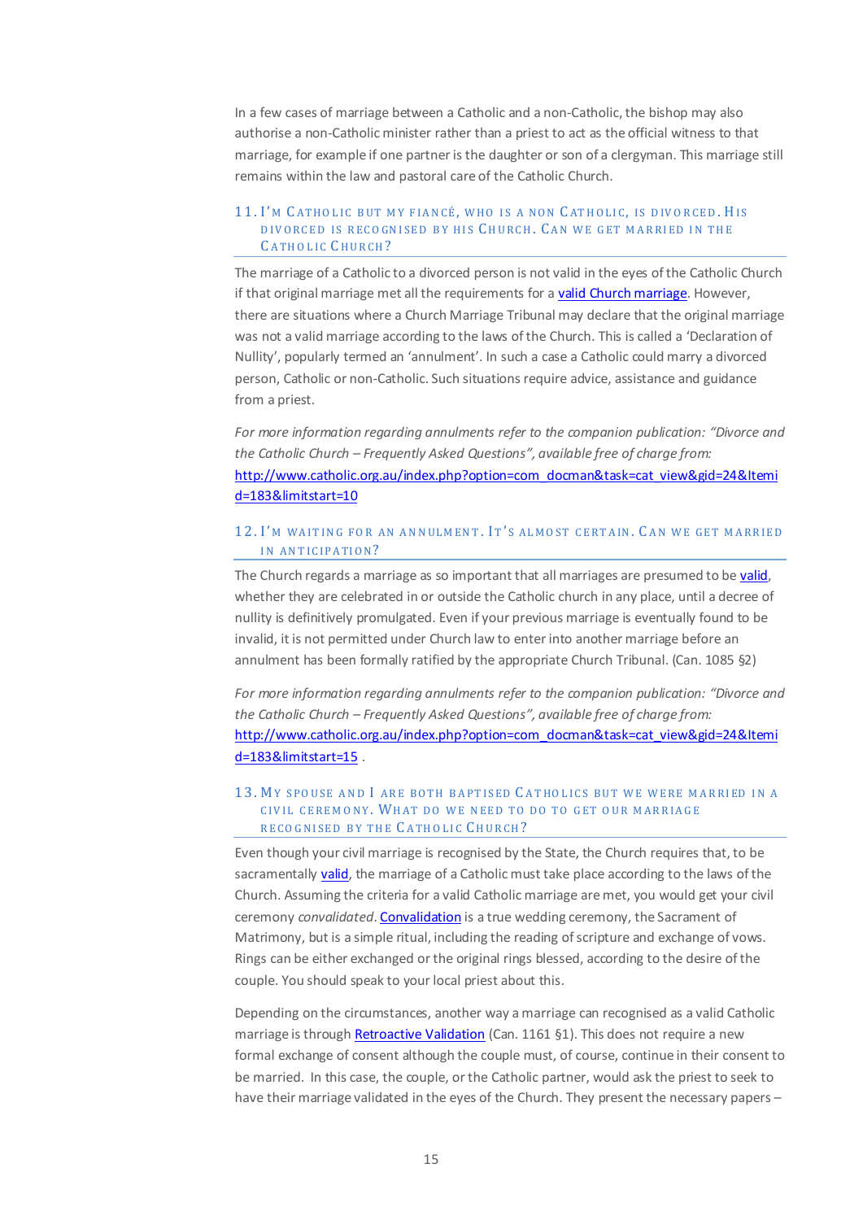In a few cases of marriage between a Catholic and a non-Catholic, the bishop may also authorise a non-Catholic minister rather than a priest to act as the official witness to that marriage, for example if one partner is the daughter or son of a clergyman. This marriage still remains within the law and pastoral care of the Catholic Church.

### 11. I'm Catholic but my fiancé, who is a non Catholic, is divorced. His divorced is recognised by his Church. Can we get married in the Catholic Church?

The marriage of a Catholic to a divorced person is not valid in the eyes of the Catholic Church if that original marriage met all the requirements for a valid Church marriage. However, there are situations where a Church Marriage Tribunal may declare that the original marriage was not a valid marriage according to the laws of the Church. This is called a 'Declaration of Nullity', popularly termed an 'annulment'. In such a case a Catholic could marry a divorced person, Catholic or non-Catholic. Such situations require advice, assistance and guidance from a priest.

*For more information regarding annulments refer to the companion publication: "Divorce and the Catholic Church – Frequently Asked Questions", available free of charge from:* http://www.catholic.org.au/index.php?option=com_docman&task=cat_view&gid=24&Itemid=183&limitstart=10

### 12. I'm waiting for an annulment. It's almost certain. Can we get married in anticipation?

The Church regards a marriage as so important that all marriages are presumed to be valid, whether they are celebrated in or outside the Catholic church in any place, until a decree of nullity is definitively promulgated. Even if your previous marriage is eventually found to be invalid, it is not permitted under Church law to enter into another marriage before an annulment has been formally ratified by the appropriate Church Tribunal. (Can. 1085 §2)

*For more information regarding annulments refer to the companion publication: "Divorce and the Catholic Church – Frequently Asked Questions", available free of charge from:* http://www.catholic.org.au/index.php?option=com_docman&task=cat_view&gid=24&Itemid=183&limitstart=15 .

### 13. My spouse and I are both baptised Catholics but we were married in a civil ceremony. What do we need to do to get our marriage recognised by the Catholic Church?

Even though your civil marriage is recognised by the State, the Church requires that, to be sacramentally valid, the marriage of a Catholic must take place according to the laws of the Church. Assuming the criteria for a valid Catholic marriage are met, you would get your civil ceremony *convalidated*. Convalidation is a true wedding ceremony, the Sacrament of Matrimony, but is a simple ritual, including the reading of scripture and exchange of vows. Rings can be either exchanged or the original rings blessed, according to the desire of the couple. You should speak to your local priest about this.

Depending on the circumstances, another way a marriage can recognised as a valid Catholic marriage is through Retroactive Validation (Can. 1161 §1). This does not require a new formal exchange of consent although the couple must, of course, continue in their consent to be married. In this case, the couple, or the Catholic partner, would ask the priest to seek to have their marriage validated in the eyes of the Church. They present the necessary papers –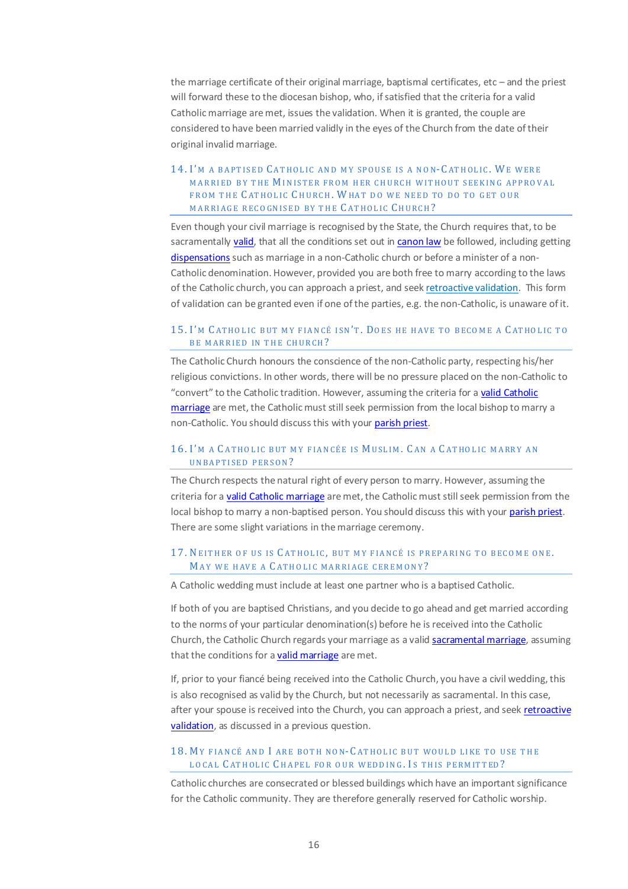the marriage certificate of their original marriage, baptismal certificates, etc – and the priest will forward these to the diocesan bishop, who, if satisfied that the criteria for a valid Catholic marriage are met, issues the validation. When it is granted, the couple are considered to have been married validly in the eyes of the Church from the date of their original invalid marriage.

### 14. I'm a baptised Catholic and my spouse is a non-Catholic. We were married by the Minister from her church without seeking approval from the Catholic Church. What do we need to do to get our marriage recognised by the Catholic Church?

Even though your civil marriage is recognised by the State, the Church requires that, to be sacramentally valid, that all the conditions set out in canon law be followed, including getting dispensations such as marriage in a non-Catholic church or before a minister of a non-Catholic denomination. However, provided you are both free to marry according to the laws of the Catholic church, you can approach a priest, and seek retroactive validation. This form of validation can be granted even if one of the parties, e.g. the non-Catholic, is unaware of it.

### 15. I'm Catholic but my fiancé isn't. Does he have to become a Catholic to be married in the church?

The Catholic Church honours the conscience of the non-Catholic party, respecting his/her religious convictions. In other words, there will be no pressure placed on the non-Catholic to "convert" to the Catholic tradition. However, assuming the criteria for a valid Catholic marriage are met, the Catholic must still seek permission from the local bishop to marry a non-Catholic. You should discuss this with your parish priest.

### 16. I'm a Catholic but my fiancée is Muslim. Can a Catholic marry an unbaptised person?

The Church respects the natural right of every person to marry. However, assuming the criteria for a valid Catholic marriage are met, the Catholic must still seek permission from the local bishop to marry a non-baptised person. You should discuss this with your parish priest. There are some slight variations in the marriage ceremony.

### 17. Neither of us is Catholic, but my fiancé is preparing to become one. May we have a Catholic marriage ceremony?

A Catholic wedding must include at least one partner who is a baptised Catholic.

If both of you are baptised Christians, and you decide to go ahead and get married according to the norms of your particular denomination(s) before he is received into the Catholic Church, the Catholic Church regards your marriage as a valid sacramental marriage, assuming that the conditions for a valid marriage are met.

If, prior to your fiancé being received into the Catholic Church, you have a civil wedding, this is also recognised as valid by the Church, but not necessarily as sacramental. In this case, after your spouse is received into the Church, you can approach a priest, and seek retroactive validation, as discussed in a previous question.

### 18. My fiancé and I are both non-Catholic but would like to use the local Catholic Chapel for our wedding. Is this permitted?

Catholic churches are consecrated or blessed buildings which have an important significance for the Catholic community. They are therefore generally reserved for Catholic worship.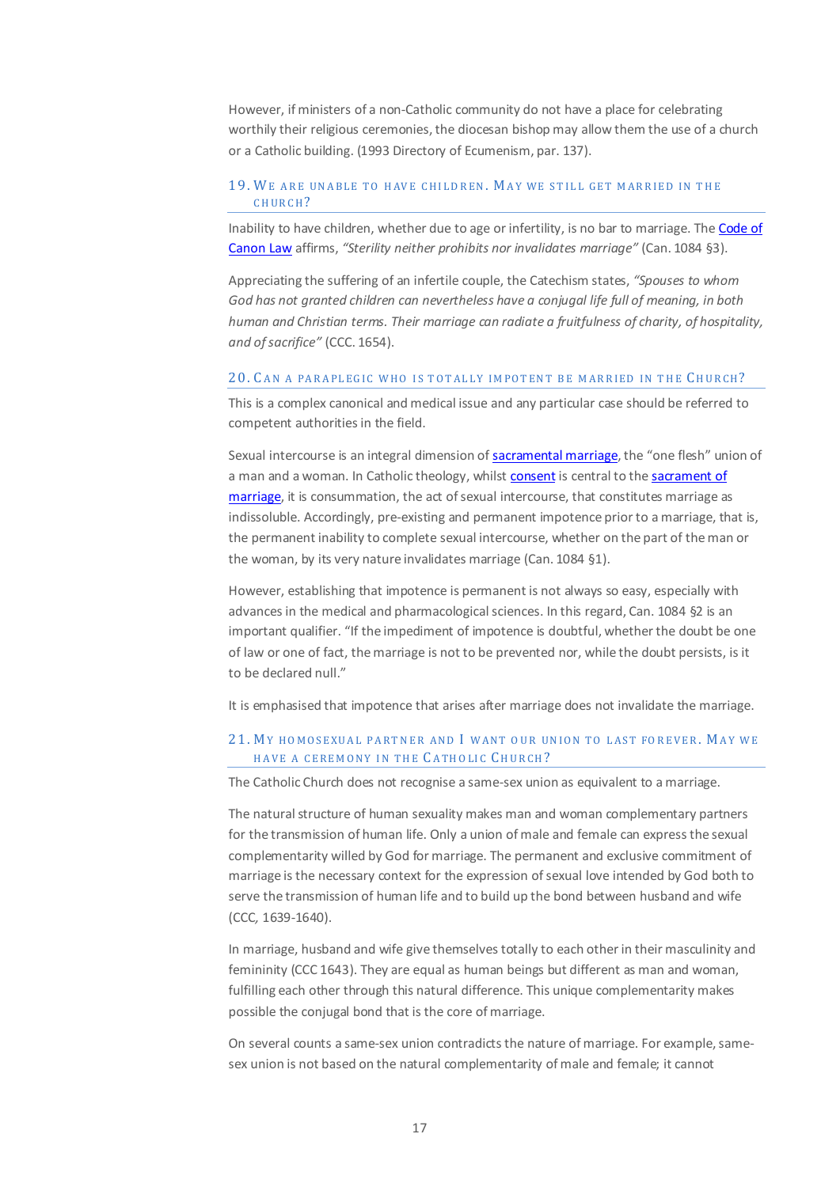However, if ministers of a non-Catholic community do not have a place for celebrating worthily their religious ceremonies, the diocesan bishop may allow them the use of a church or a Catholic building. (1993 Directory of Ecumenism, par. 137).

## 19. We are unable to have children. May we still get married in the church?

Inability to have children, whether due to age or infertility, is no bar to marriage. The Code of Canon Law affirms, *"Sterility neither prohibits nor invalidates marriage"* (Can. 1084 §3).

Appreciating the suffering of an infertile couple, the Catechism states, *"Spouses to whom God has not granted children can nevertheless have a conjugal life full of meaning, in both human and Christian terms. Their marriage can radiate a fruitfulness of charity, of hospitality, and of sacrifice"* (CCC. 1654).

## 20. Can a paraplegic who is totally impotent be married in the Church?

This is a complex canonical and medical issue and any particular case should be referred to competent authorities in the field.

Sexual intercourse is an integral dimension of sacramental marriage, the "one flesh" union of a man and a woman. In Catholic theology, whilst consent is central to the sacrament of marriage, it is consummation, the act of sexual intercourse, that constitutes marriage as indissoluble. Accordingly, pre-existing and permanent impotence prior to a marriage, that is, the permanent inability to complete sexual intercourse, whether on the part of the man or the woman, by its very nature invalidates marriage (Can. 1084 §1).

However, establishing that impotence is permanent is not always so easy, especially with advances in the medical and pharmacological sciences. In this regard, Can. 1084 §2 is an important qualifier. "If the impediment of impotence is doubtful, whether the doubt be one of law or one of fact, the marriage is not to be prevented nor, while the doubt persists, is it to be declared null."

It is emphasised that impotence that arises after marriage does not invalidate the marriage.

## 21. My homosexual partner and I want our union to last forever. May we have a ceremony in the Catholic Church?

The Catholic Church does not recognise a same-sex union as equivalent to a marriage.

The natural structure of human sexuality makes man and woman complementary partners for the transmission of human life. Only a union of male and female can express the sexual complementarity willed by God for marriage. The permanent and exclusive commitment of marriage is the necessary context for the expression of sexual love intended by God both to serve the transmission of human life and to build up the bond between husband and wife (CCC, 1639-1640).

In marriage, husband and wife give themselves totally to each other in their masculinity and femininity (CCC 1643). They are equal as human beings but different as man and woman, fulfilling each other through this natural difference. This unique complementarity makes possible the conjugal bond that is the core of marriage.

On several counts a same-sex union contradicts the nature of marriage. For example, same-sex union is not based on the natural complementarity of male and female; it cannot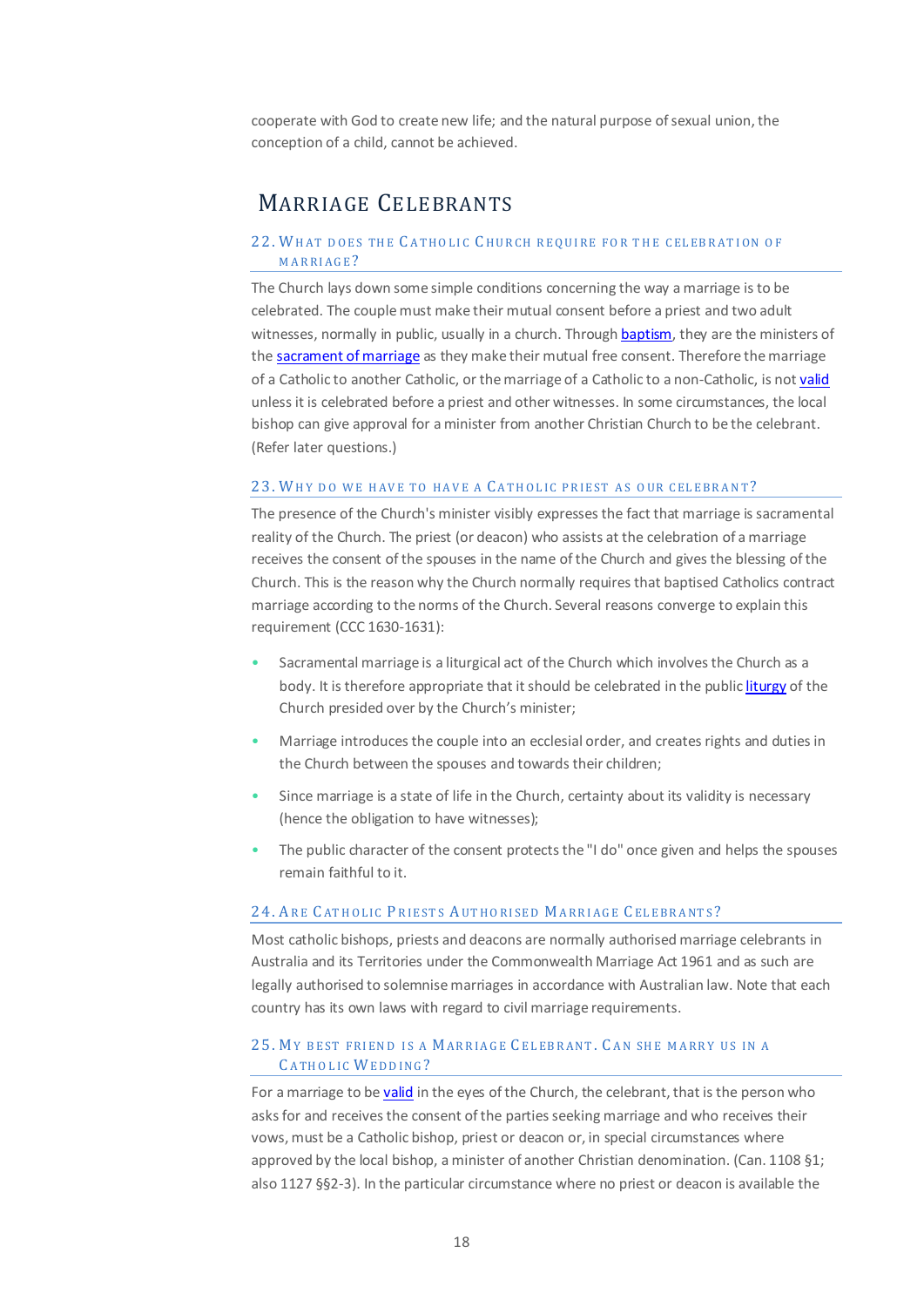cooperate with God to create new life; and the natural purpose of sexual union, the conception of a child, cannot be achieved.

## Marriage Celebrants

### 22. What does the Catholic Church require for the celebration of marriage?

The Church lays down some simple conditions concerning the way a marriage is to be celebrated. The couple must make their mutual consent before a priest and two adult witnesses, normally in public, usually in a church. Through baptism, they are the ministers of the sacrament of marriage as they make their mutual free consent. Therefore the marriage of a Catholic to another Catholic, or the marriage of a Catholic to a non-Catholic, is not valid unless it is celebrated before a priest and other witnesses. In some circumstances, the local bishop can give approval for a minister from another Christian Church to be the celebrant. (Refer later questions.)

### 23. Why do we have to have a Catholic priest as our celebrant?

The presence of the Church's minister visibly expresses the fact that marriage is sacramental reality of the Church. The priest (or deacon) who assists at the celebration of a marriage receives the consent of the spouses in the name of the Church and gives the blessing of the Church. This is the reason why the Church normally requires that baptised Catholics contract marriage according to the norms of the Church. Several reasons converge to explain this requirement (CCC 1630-1631):

- Sacramental marriage is a liturgical act of the Church which involves the Church as a body. It is therefore appropriate that it should be celebrated in the public liturgy of the Church presided over by the Church's minister;
- Marriage introduces the couple into an ecclesial order, and creates rights and duties in the Church between the spouses and towards their children;
- Since marriage is a state of life in the Church, certainty about its validity is necessary (hence the obligation to have witnesses);
- The public character of the consent protects the "I do" once given and helps the spouses remain faithful to it.

### 24. Are Catholic Priests Authorised Marriage Celebrants?

Most catholic bishops, priests and deacons are normally authorised marriage celebrants in Australia and its Territories under the Commonwealth Marriage Act 1961 and as such are legally authorised to solemnise marriages in accordance with Australian law. Note that each country has its own laws with regard to civil marriage requirements.

### 25. My best friend is a Marriage Celebrant. Can she marry us in a Catholic Wedding?

For a marriage to be valid in the eyes of the Church, the celebrant, that is the person who asks for and receives the consent of the parties seeking marriage and who receives their vows, must be a Catholic bishop, priest or deacon or, in special circumstances where approved by the local bishop, a minister of another Christian denomination. (Can. 1108 §1; also 1127 §§2-3). In the particular circumstance where no priest or deacon is available the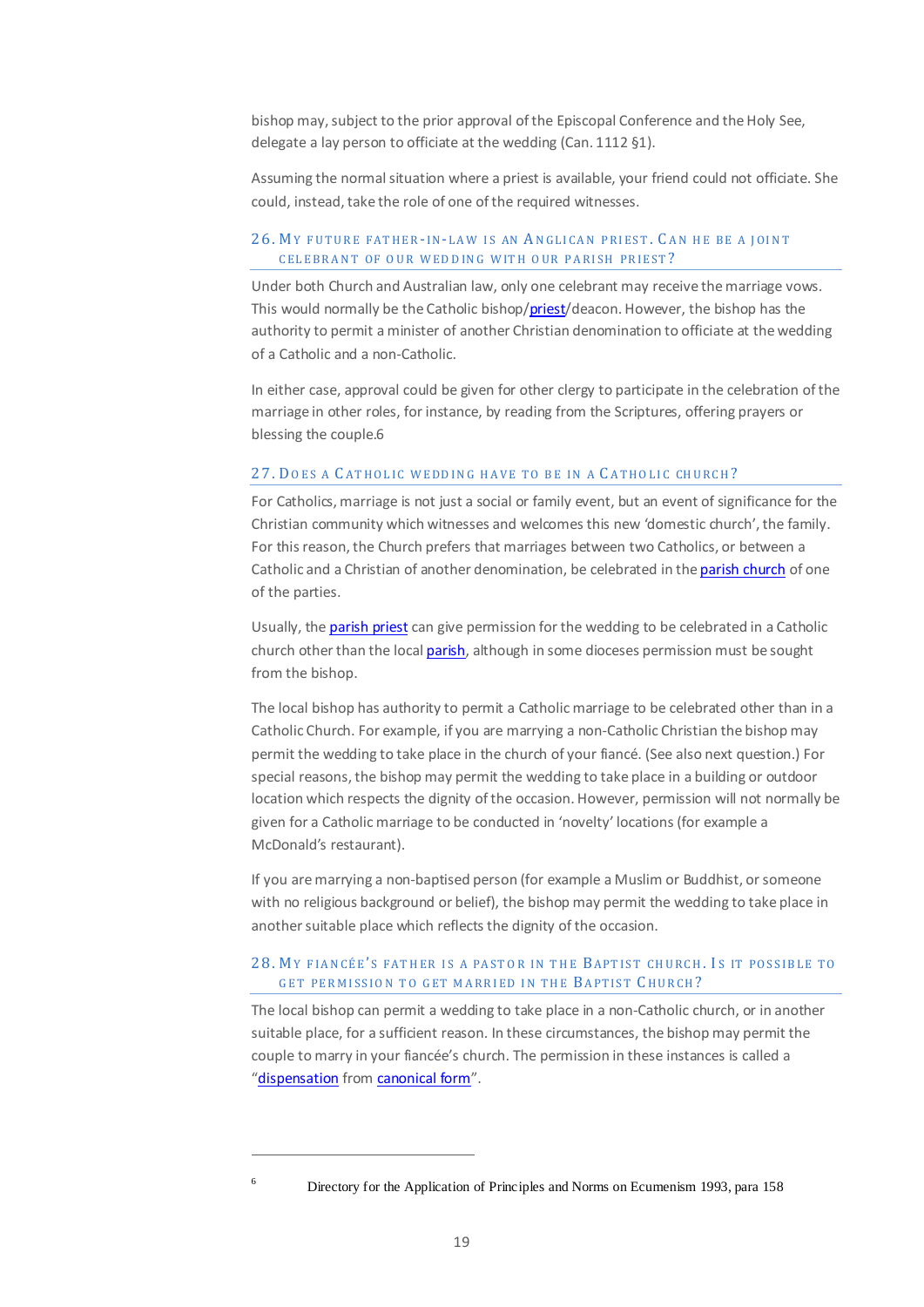bishop may, subject to the prior approval of the Episcopal Conference and the Holy See, delegate a lay person to officiate at the wedding (Can. 1112 §1).

Assuming the normal situation where a priest is available, your friend could not officiate. She could, instead, take the role of one of the required witnesses.

### 26. My future father-in-law is an Anglican priest. Can he be a joint celebrant of our wedding with our parish priest?

Under both Church and Australian law, only one celebrant may receive the marriage vows. This would normally be the Catholic bishop/priest/deacon. However, the bishop has the authority to permit a minister of another Christian denomination to officiate at the wedding of a Catholic and a non-Catholic.

In either case, approval could be given for other clergy to participate in the celebration of the marriage in other roles, for instance, by reading from the Scriptures, offering prayers or blessing the couple.[6]

### 27. Does a Catholic wedding have to be in a Catholic church?

For Catholics, marriage is not just a social or family event, but an event of significance for the Christian community which witnesses and welcomes this new 'domestic church', the family. For this reason, the Church prefers that marriages between two Catholics, or between a Catholic and a Christian of another denomination, be celebrated in the parish church of one of the parties.

Usually, the parish priest can give permission for the wedding to be celebrated in a Catholic church other than the local parish, although in some dioceses permission must be sought from the bishop.

The local bishop has authority to permit a Catholic marriage to be celebrated other than in a Catholic Church. For example, if you are marrying a non-Catholic Christian the bishop may permit the wedding to take place in the church of your fiancé. (See also next question.) For special reasons, the bishop may permit the wedding to take place in a building or outdoor location which respects the dignity of the occasion. However, permission will not normally be given for a Catholic marriage to be conducted in 'novelty' locations (for example a McDonald's restaurant).

If you are marrying a non-baptised person (for example a Muslim or Buddhist, or someone with no religious background or belief), the bishop may permit the wedding to take place in another suitable place which reflects the dignity of the occasion.

### 28. My fiancée's father is a pastor in the Baptist church. Is it possible to get permission to get married in the Baptist Church?

The local bishop can permit a wedding to take place in a non-Catholic church, or in another suitable place, for a sufficient reason. In these circumstances, the bishop may permit the couple to marry in your fiancée's church. The permission in these instances is called a "dispensation from canonical form".

---

[6] Directory for the Application of Principles and Norms on Ecumenism 1993, para 158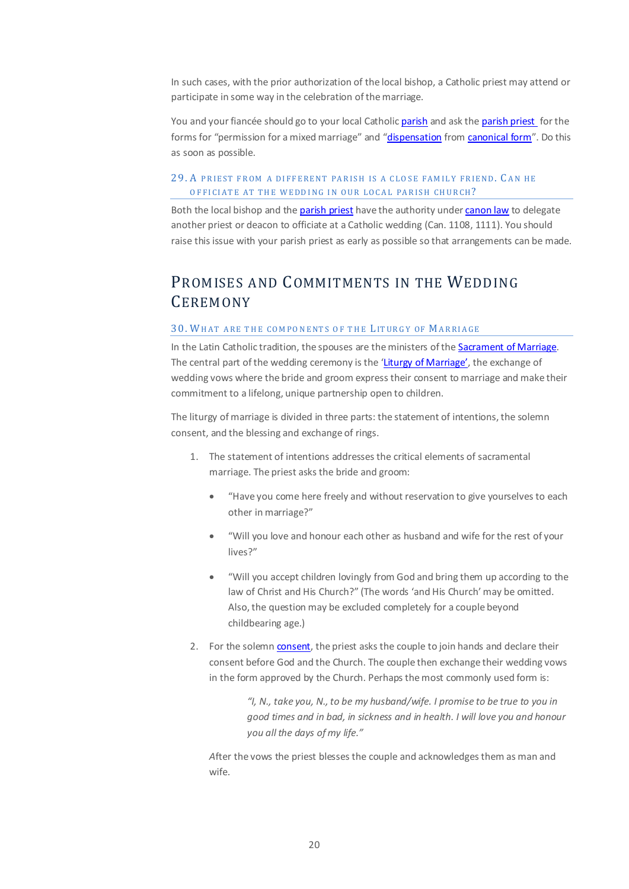In such cases, with the prior authorization of the local bishop, a Catholic priest may attend or participate in some way in the celebration of the marriage.

You and your fiancée should go to your local Catholic parish and ask the parish priest for the forms for "permission for a mixed marriage" and "dispensation from canonical form". Do this as soon as possible.

### 29. A priest from a different parish is a close family friend. Can he officiate at the wedding in our local parish church?

Both the local bishop and the parish priest have the authority under canon law to delegate another priest or deacon to officiate at a Catholic wedding (Can. 1108, 1111). You should raise this issue with your parish priest as early as possible so that arrangements can be made.

## Promises and Commitments in the Wedding Ceremony

### 30. What are the components of the Liturgy of Marriage

In the Latin Catholic tradition, the spouses are the ministers of the Sacrament of Marriage. The central part of the wedding ceremony is the 'Liturgy of Marriage', the exchange of wedding vows where the bride and groom express their consent to marriage and make their commitment to a lifelong, unique partnership open to children.

The liturgy of marriage is divided in three parts: the statement of intentions, the solemn consent, and the blessing and exchange of rings.

1. The statement of intentions addresses the critical elements of sacramental marriage. The priest asks the bride and groom:
   - "Have you come here freely and without reservation to give yourselves to each other in marriage?"
   - "Will you love and honour each other as husband and wife for the rest of your lives?"
   - "Will you accept children lovingly from God and bring them up according to the law of Christ and His Church?" (The words 'and His Church' may be omitted. Also, the question may be excluded completely for a couple beyond childbearing age.)
2. For the solemn consent, the priest asks the couple to join hands and declare their consent before God and the Church. The couple then exchange their wedding vows in the form approved by the Church. Perhaps the most commonly used form is:

   > *"I, N., take you, N., to be my husband/wife. I promise to be true to you in good times and in bad, in sickness and in health. I will love you and honour you all the days of my life."*

   After the vows the priest blesses the couple and acknowledges them as man and wife.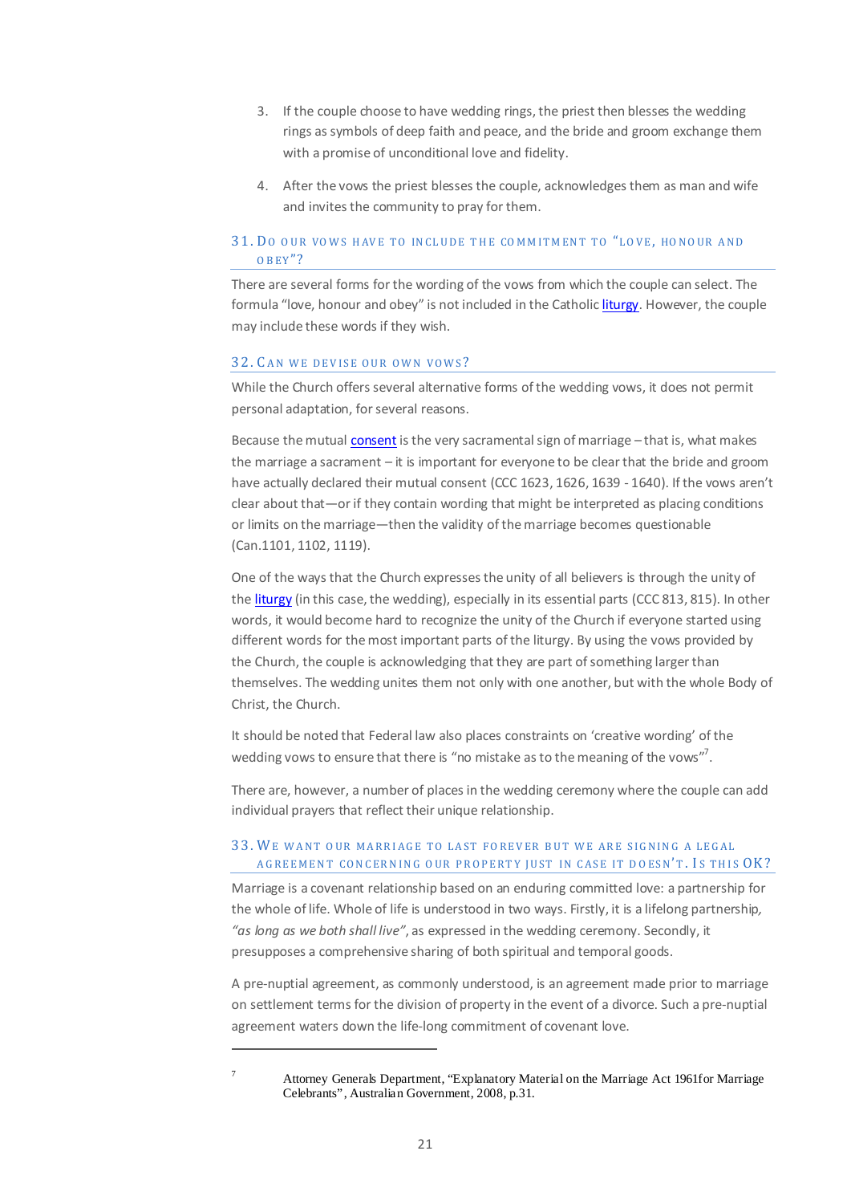3. If the couple choose to have wedding rings, the priest then blesses the wedding rings as symbols of deep faith and peace, and the bride and groom exchange them with a promise of unconditional love and fidelity.

4. After the vows the priest blesses the couple, acknowledges them as man and wife and invites the community to pray for them.

### 31. Do our vows have to include the commitment to "love, honour and obey"?

There are several forms for the wording of the vows from which the couple can select. The formula "love, honour and obey" is not included in the Catholic liturgy. However, the couple may include these words if they wish.

### 32. Can we devise our own vows?

While the Church offers several alternative forms of the wedding vows, it does not permit personal adaptation, for several reasons.

Because the mutual consent is the very sacramental sign of marriage – that is, what makes the marriage a sacrament – it is important for everyone to be clear that the bride and groom have actually declared their mutual consent (CCC 1623, 1626, 1639 - 1640). If the vows aren't clear about that—or if they contain wording that might be interpreted as placing conditions or limits on the marriage—then the validity of the marriage becomes questionable (Can.1101, 1102, 1119).

One of the ways that the Church expresses the unity of all believers is through the unity of the liturgy (in this case, the wedding), especially in its essential parts (CCC 813, 815). In other words, it would become hard to recognize the unity of the Church if everyone started using different words for the most important parts of the liturgy. By using the vows provided by the Church, the couple is acknowledging that they are part of something larger than themselves. The wedding unites them not only with one another, but with the whole Body of Christ, the Church.

It should be noted that Federal law also places constraints on 'creative wording' of the wedding vows to ensure that there is "no mistake as to the meaning of the vows"[7].

There are, however, a number of places in the wedding ceremony where the couple can add individual prayers that reflect their unique relationship.

### 33. We want our marriage to last forever but we are signing a legal agreement concerning our property just in case it doesn't. Is this OK?

Marriage is a covenant relationship based on an enduring committed love: a partnership for the whole of life. Whole of life is understood in two ways. Firstly, it is a lifelong partnership, *"as long as we both shall live"*, as expressed in the wedding ceremony. Secondly, it presupposes a comprehensive sharing of both spiritual and temporal goods.

A pre-nuptial agreement, as commonly understood, is an agreement made prior to marriage on settlement terms for the division of property in the event of a divorce. Such a pre-nuptial agreement waters down the life-long commitment of covenant love.

---

[7] Attorney Generals Department, "Explanatory Material on the Marriage Act 1961for Marriage Celebrants", Australian Government, 2008, p.31.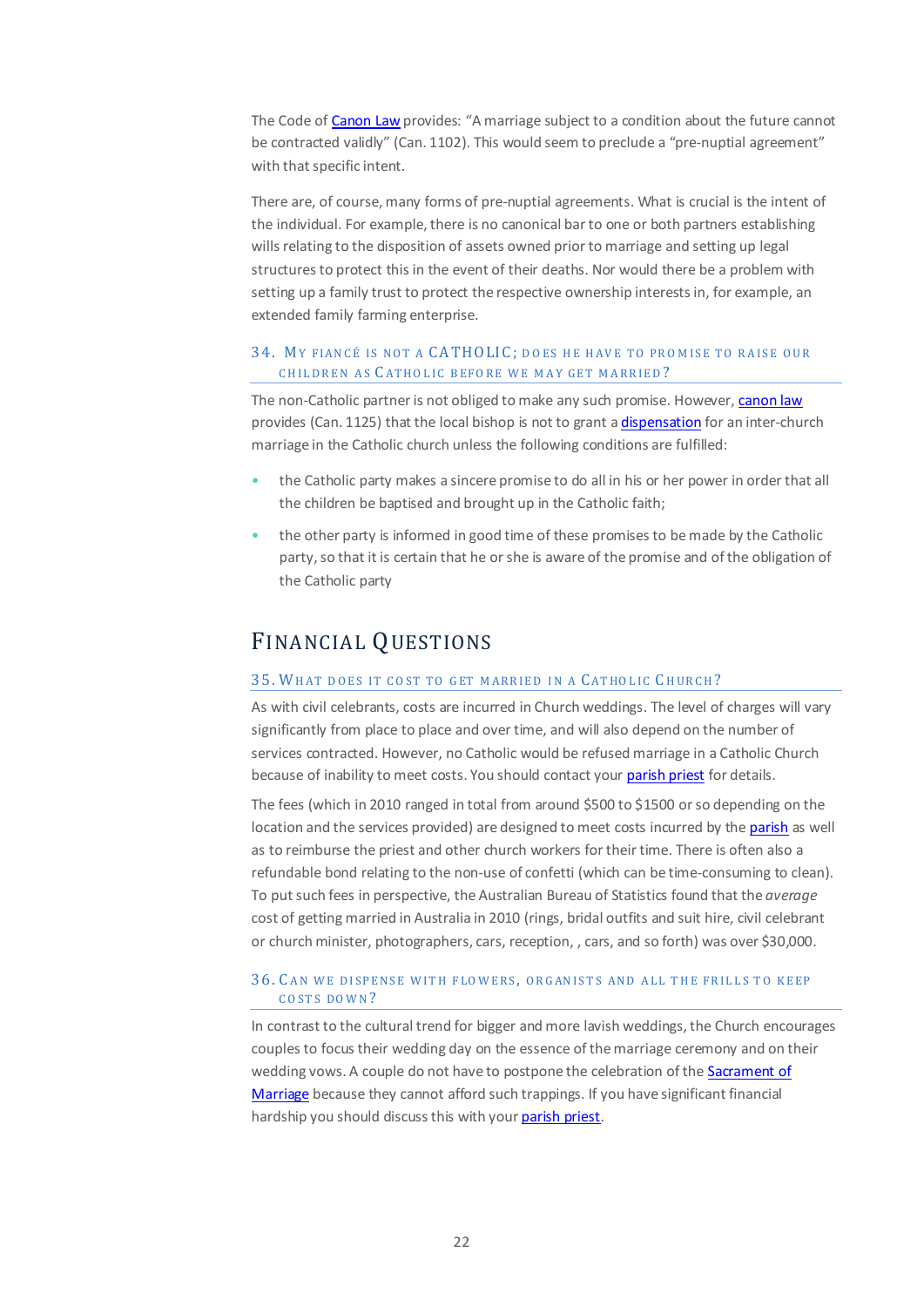The Code of Canon Law provides: "A marriage subject to a condition about the future cannot be contracted validly" (Can. 1102). This would seem to preclude a "pre-nuptial agreement" with that specific intent.

There are, of course, many forms of pre-nuptial agreements. What is crucial is the intent of the individual. For example, there is no canonical bar to one or both partners establishing wills relating to the disposition of assets owned prior to marriage and setting up legal structures to protect this in the event of their deaths. Nor would there be a problem with setting up a family trust to protect the respective ownership interests in, for example, an extended family farming enterprise.

### 34. My fiancé is not a Catholic; does he have to promise to raise our children as Catholic before we may get married?

The non-Catholic partner is not obliged to make any such promise. However, canon law provides (Can. 1125) that the local bishop is not to grant a dispensation for an inter-church marriage in the Catholic church unless the following conditions are fulfilled:

- the Catholic party makes a sincere promise to do all in his or her power in order that all the children be baptised and brought up in the Catholic faith;
- the other party is informed in good time of these promises to be made by the Catholic party, so that it is certain that he or she is aware of the promise and of the obligation of the Catholic party

## Financial Questions

### 35. What does it cost to get married in a Catholic Church?

As with civil celebrants, costs are incurred in Church weddings. The level of charges will vary significantly from place to place and over time, and will also depend on the number of services contracted. However, no Catholic would be refused marriage in a Catholic Church because of inability to meet costs. You should contact your parish priest for details.

The fees (which in 2010 ranged in total from around $500 to $1500 or so depending on the location and the services provided) are designed to meet costs incurred by the parish as well as to reimburse the priest and other church workers for their time. There is often also a refundable bond relating to the non-use of confetti (which can be time-consuming to clean). To put such fees in perspective, the Australian Bureau of Statistics found that the *average* cost of getting married in Australia in 2010 (rings, bridal outfits and suit hire, civil celebrant or church minister, photographers, cars, reception, , cars, and so forth) was over $30,000.

### 36. Can we dispense with flowers, organists and all the frills to keep costs down?

In contrast to the cultural trend for bigger and more lavish weddings, the Church encourages couples to focus their wedding day on the essence of the marriage ceremony and on their wedding vows. A couple do not have to postpone the celebration of the Sacrament of Marriage because they cannot afford such trappings. If you have significant financial hardship you should discuss this with your parish priest.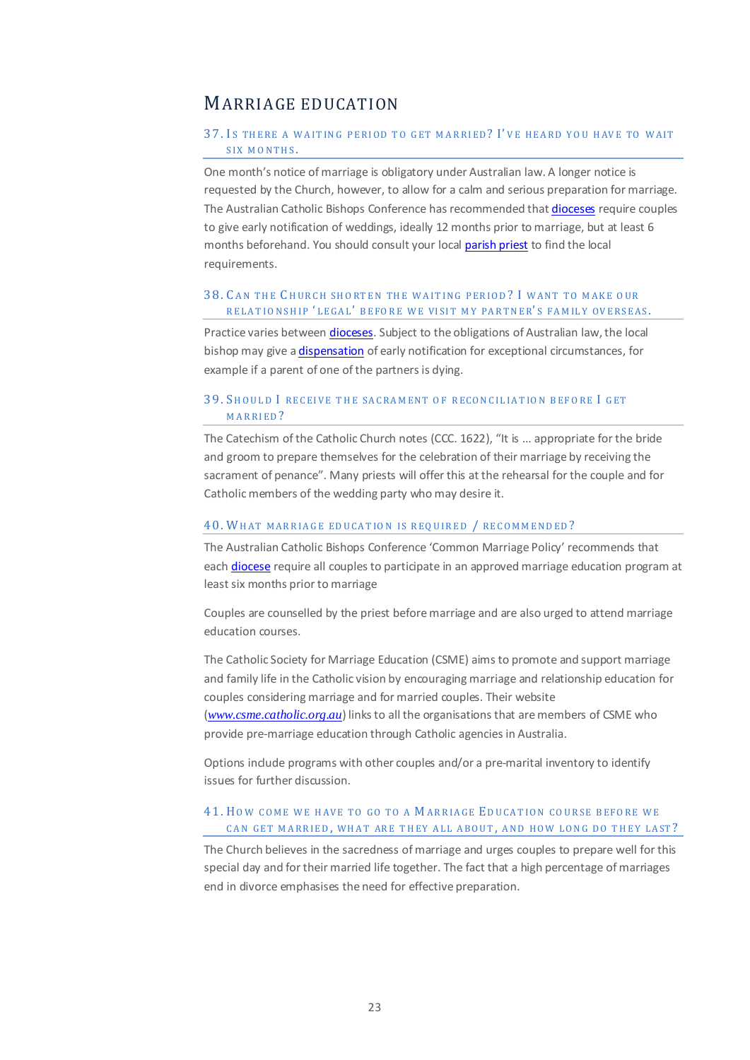# Marriage Education

### 37. Is there a waiting period to get married? I've heard you have to wait six months.

One month's notice of marriage is obligatory under Australian law. A longer notice is requested by the Church, however, to allow for a calm and serious preparation for marriage. The Australian Catholic Bishops Conference has recommended that dioceses require couples to give early notification of weddings, ideally 12 months prior to marriage, but at least 6 months beforehand. You should consult your local parish priest to find the local requirements.

### 38. Can the Church shorten the waiting period? I want to make our relationship 'legal' before we visit my partner's family overseas.

Practice varies between dioceses. Subject to the obligations of Australian law, the local bishop may give a dispensation of early notification for exceptional circumstances, for example if a parent of one of the partners is dying.

### 39. Should I receive the sacrament of reconciliation before I get married?

The Catechism of the Catholic Church notes (CCC. 1622), "It is … appropriate for the bride and groom to prepare themselves for the celebration of their marriage by receiving the sacrament of penance". Many priests will offer this at the rehearsal for the couple and for Catholic members of the wedding party who may desire it.

### 40. What marriage education is required / recommended?

The Australian Catholic Bishops Conference 'Common Marriage Policy' recommends that each diocese require all couples to participate in an approved marriage education program at least six months prior to marriage

Couples are counselled by the priest before marriage and are also urged to attend marriage education courses.

The Catholic Society for Marriage Education (CSME) aims to promote and support marriage and family life in the Catholic vision by encouraging marriage and relationship education for couples considering marriage and for married couples. Their website (*www.csme.catholic.org.au*) links to all the organisations that are members of CSME who provide pre-marriage education through Catholic agencies in Australia.

Options include programs with other couples and/or a pre-marital inventory to identify issues for further discussion.

### 41. How come we have to go to a Marriage Education course before we can get married, what are they all about, and how long do they last?

The Church believes in the sacredness of marriage and urges couples to prepare well for this special day and for their married life together. The fact that a high percentage of marriages end in divorce emphasises the need for effective preparation.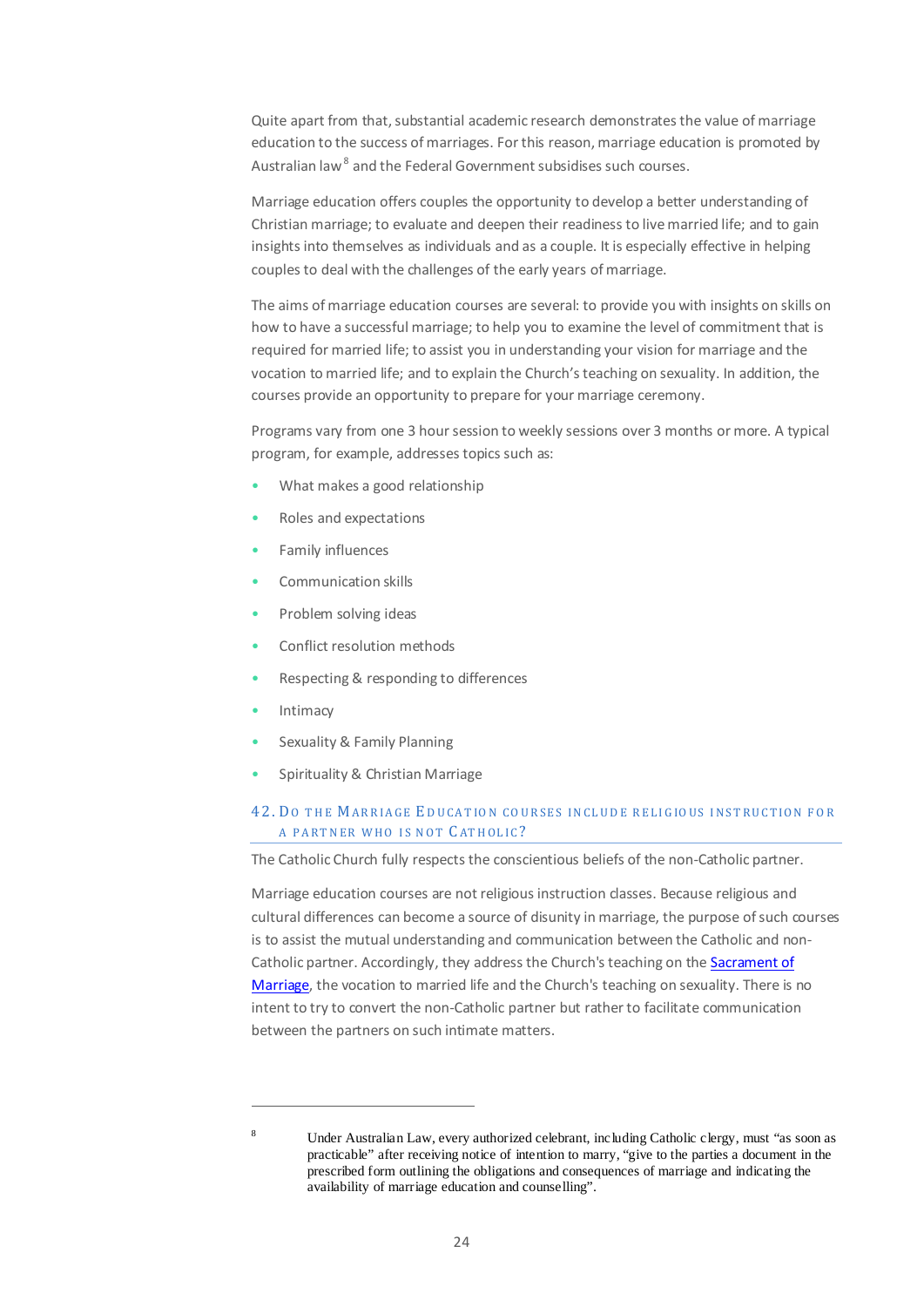Quite apart from that, substantial academic research demonstrates the value of marriage education to the success of marriages. For this reason, marriage education is promoted by Australian law[8] and the Federal Government subsidises such courses.

Marriage education offers couples the opportunity to develop a better understanding of Christian marriage; to evaluate and deepen their readiness to live married life; and to gain insights into themselves as individuals and as a couple. It is especially effective in helping couples to deal with the challenges of the early years of marriage.

The aims of marriage education courses are several: to provide you with insights on skills on how to have a successful marriage; to help you to examine the level of commitment that is required for married life; to assist you in understanding your vision for marriage and the vocation to married life; and to explain the Church's teaching on sexuality. In addition, the courses provide an opportunity to prepare for your marriage ceremony.

Programs vary from one 3 hour session to weekly sessions over 3 months or more. A typical program, for example, addresses topics such as:

- What makes a good relationship
- Roles and expectations
- Family influences
- Communication skills
- Problem solving ideas
- Conflict resolution methods
- Respecting & responding to differences
- Intimacy
- Sexuality & Family Planning
- Spirituality & Christian Marriage

## 42. Do the Marriage Education courses include religious instruction for a partner who is not Catholic?

The Catholic Church fully respects the conscientious beliefs of the non-Catholic partner.

Marriage education courses are not religious instruction classes. Because religious and cultural differences can become a source of disunity in marriage, the purpose of such courses is to assist the mutual understanding and communication between the Catholic and non-Catholic partner. Accordingly, they address the Church's teaching on the Sacrament of Marriage, the vocation to married life and the Church's teaching on sexuality. There is no intent to try to convert the non-Catholic partner but rather to facilitate communication between the partners on such intimate matters.

---

[8] Under Australian Law, every authorized celebrant, including Catholic clergy, must "as soon as practicable" after receiving notice of intention to marry, "give to the parties a document in the prescribed form outlining the obligations and consequences of marriage and indicating the availability of marriage education and counselling".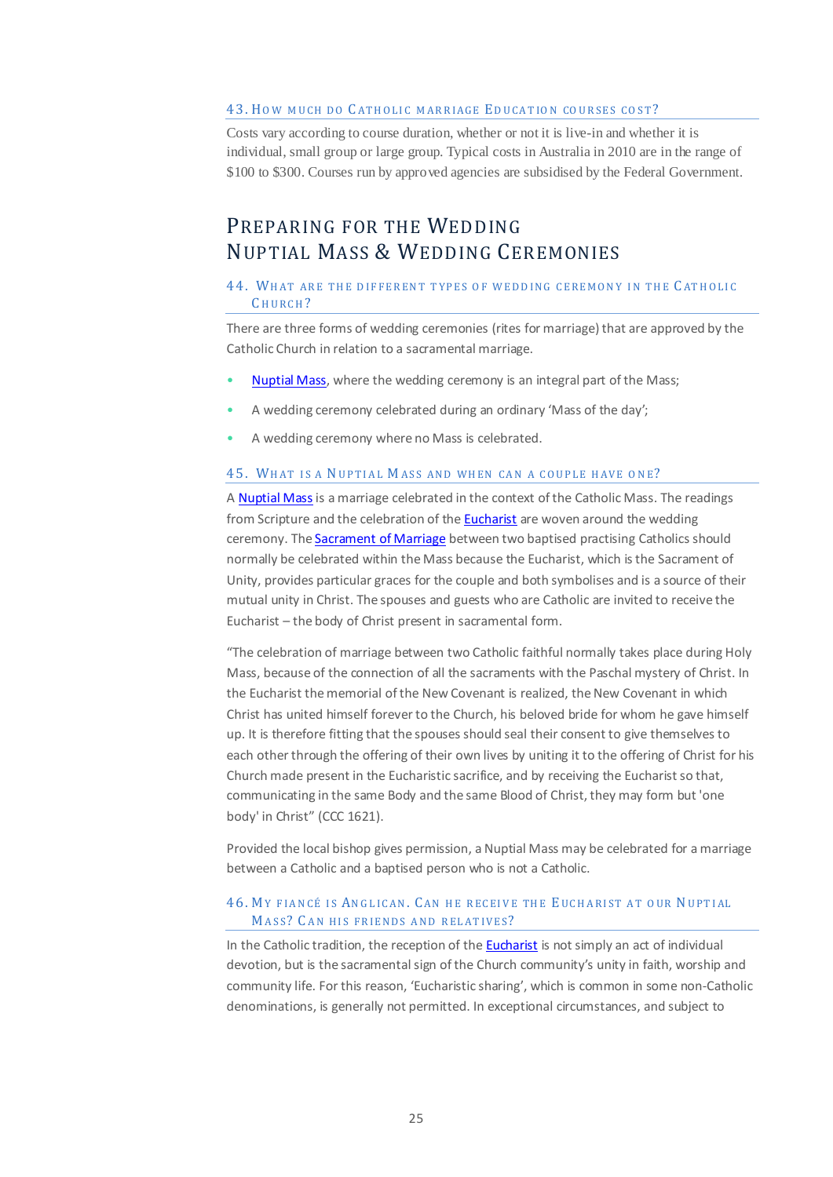### 43. How much do Catholic marriage Education courses cost?

Costs vary according to course duration, whether or not it is live-in and whether it is individual, small group or large group. Typical costs in Australia in 2010 are in the range of $100 to $300. Courses run by approved agencies are subsidised by the Federal Government.

## Preparing for the Wedding
## Nuptial Mass & Wedding Ceremonies

### 44. What are the different types of wedding ceremony in the Catholic Church?

There are three forms of wedding ceremonies (rites for marriage) that are approved by the Catholic Church in relation to a sacramental marriage.

- Nuptial Mass, where the wedding ceremony is an integral part of the Mass;
- A wedding ceremony celebrated during an ordinary 'Mass of the day';
- A wedding ceremony where no Mass is celebrated.

### 45. What is a Nuptial Mass and when can a couple have one?

A Nuptial Mass is a marriage celebrated in the context of the Catholic Mass. The readings from Scripture and the celebration of the Eucharist are woven around the wedding ceremony. The Sacrament of Marriage between two baptised practising Catholics should normally be celebrated within the Mass because the Eucharist, which is the Sacrament of Unity, provides particular graces for the couple and both symbolises and is a source of their mutual unity in Christ. The spouses and guests who are Catholic are invited to receive the Eucharist – the body of Christ present in sacramental form.

"The celebration of marriage between two Catholic faithful normally takes place during Holy Mass, because of the connection of all the sacraments with the Paschal mystery of Christ. In the Eucharist the memorial of the New Covenant is realized, the New Covenant in which Christ has united himself forever to the Church, his beloved bride for whom he gave himself up. It is therefore fitting that the spouses should seal their consent to give themselves to each other through the offering of their own lives by uniting it to the offering of Christ for his Church made present in the Eucharistic sacrifice, and by receiving the Eucharist so that, communicating in the same Body and the same Blood of Christ, they may form but 'one body' in Christ" (CCC 1621).

Provided the local bishop gives permission, a Nuptial Mass may be celebrated for a marriage between a Catholic and a baptised person who is not a Catholic.

### 46. My fiancé is Anglican. Can he receive the Eucharist at our Nuptial Mass? Can his friends and relatives?

In the Catholic tradition, the reception of the Eucharist is not simply an act of individual devotion, but is the sacramental sign of the Church community's unity in faith, worship and community life. For this reason, 'Eucharistic sharing', which is common in some non-Catholic denominations, is generally not permitted. In exceptional circumstances, and subject to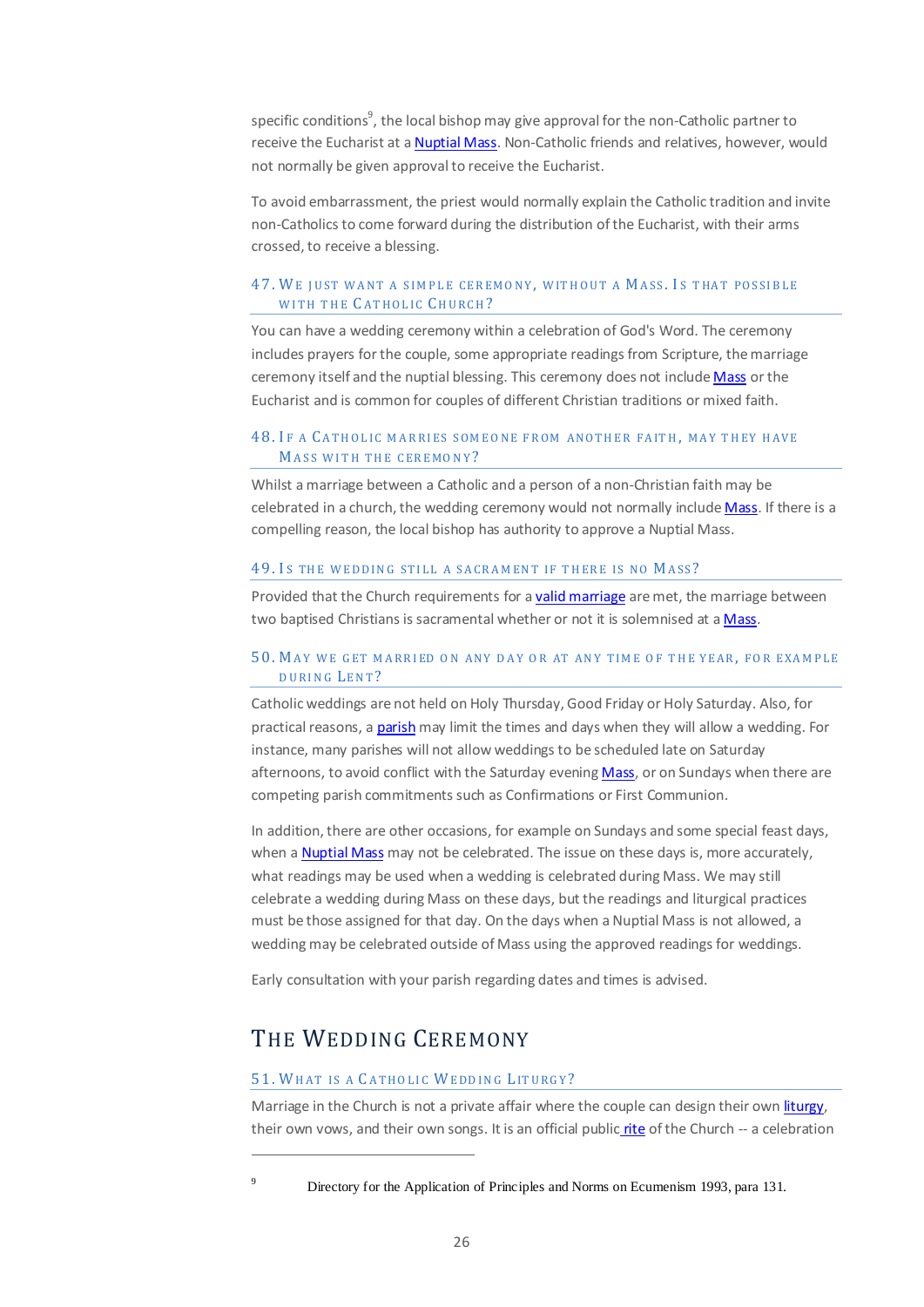specific conditions[9], the local bishop may give approval for the non-Catholic partner to receive the Eucharist at a Nuptial Mass. Non-Catholic friends and relatives, however, would not normally be given approval to receive the Eucharist.

To avoid embarrassment, the priest would normally explain the Catholic tradition and invite non-Catholics to come forward during the distribution of the Eucharist, with their arms crossed, to receive a blessing.

### 47. We just want a simple ceremony, without a Mass. Is that possible with the Catholic Church?

You can have a wedding ceremony within a celebration of God's Word. The ceremony includes prayers for the couple, some appropriate readings from Scripture, the marriage ceremony itself and the nuptial blessing. This ceremony does not include Mass or the Eucharist and is common for couples of different Christian traditions or mixed faith.

### 48. If a Catholic marries someone from another faith, may they have Mass with the ceremony?

Whilst a marriage between a Catholic and a person of a non-Christian faith may be celebrated in a church, the wedding ceremony would not normally include Mass. If there is a compelling reason, the local bishop has authority to approve a Nuptial Mass.

### 49. Is the wedding still a sacrament if there is no Mass?

Provided that the Church requirements for a valid marriage are met, the marriage between two baptised Christians is sacramental whether or not it is solemnised at a Mass.

### 50. May we get married on any day or at any time of the year, for example during Lent?

Catholic weddings are not held on Holy Thursday, Good Friday or Holy Saturday. Also, for practical reasons, a parish may limit the times and days when they will allow a wedding. For instance, many parishes will not allow weddings to be scheduled late on Saturday afternoons, to avoid conflict with the Saturday evening Mass, or on Sundays when there are competing parish commitments such as Confirmations or First Communion.

In addition, there are other occasions, for example on Sundays and some special feast days, when a Nuptial Mass may not be celebrated. The issue on these days is, more accurately, what readings may be used when a wedding is celebrated during Mass. We may still celebrate a wedding during Mass on these days, but the readings and liturgical practices must be those assigned for that day. On the days when a Nuptial Mass is not allowed, a wedding may be celebrated outside of Mass using the approved readings for weddings.

Early consultation with your parish regarding dates and times is advised.

## The Wedding Ceremony

### 51. What is a Catholic Wedding Liturgy?

Marriage in the Church is not a private affair where the couple can design their own liturgy, their own vows, and their own songs. It is an official public rite of the Church -- a celebration

[9] Directory for the Application of Principles and Norms on Ecumenism 1993, para 131.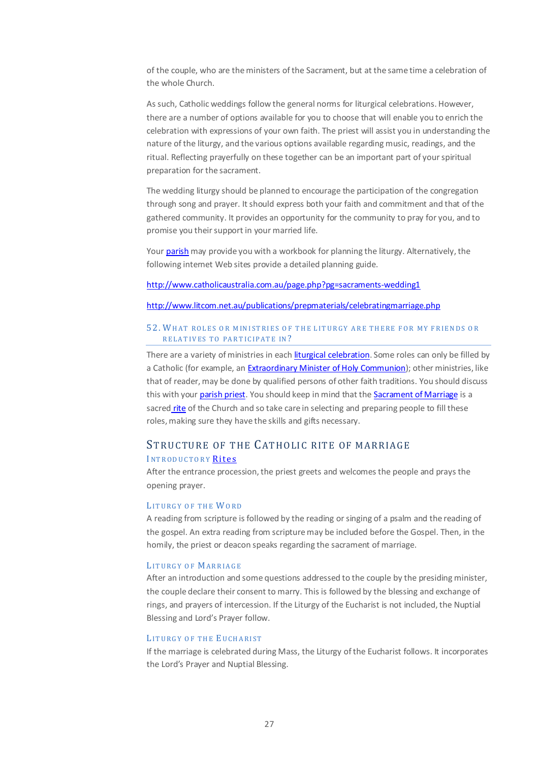of the couple, who are the ministers of the Sacrament, but at the same time a celebration of the whole Church.

As such, Catholic weddings follow the general norms for liturgical celebrations. However, there are a number of options available for you to choose that will enable you to enrich the celebration with expressions of your own faith. The priest will assist you in understanding the nature of the liturgy, and the various options available regarding music, readings, and the ritual. Reflecting prayerfully on these together can be an important part of your spiritual preparation for the sacrament.

The wedding liturgy should be planned to encourage the participation of the congregation through song and prayer. It should express both your faith and commitment and that of the gathered community. It provides an opportunity for the community to pray for you, and to promise you their support in your married life.

Your parish may provide you with a workbook for planning the liturgy. Alternatively, the following internet Web sites provide a detailed planning guide.

http://www.catholicaustralia.com.au/page.php?pg=sacraments-wedding1

http://www.litcom.net.au/publications/prepmaterials/celebratingmarriage.php

### 52. What roles or ministries of the liturgy are there for my friends or relatives to participate in?

There are a variety of ministries in each liturgical celebration. Some roles can only be filled by a Catholic (for example, an Extraordinary Minister of Holy Communion); other ministries, like that of reader, may be done by qualified persons of other faith traditions. You should discuss this with your parish priest. You should keep in mind that the Sacrament of Marriage is a sacred rite of the Church and so take care in selecting and preparing people to fill these roles, making sure they have the skills and gifts necessary.

## Structure of the Catholic Rite of Marriage

### Introductory Rites

After the entrance procession, the priest greets and welcomes the people and prays the opening prayer.

### Liturgy of the Word

A reading from scripture is followed by the reading or singing of a psalm and the reading of the gospel. An extra reading from scripture may be included before the Gospel. Then, in the homily, the priest or deacon speaks regarding the sacrament of marriage.

### Liturgy of Marriage

After an introduction and some questions addressed to the couple by the presiding minister, the couple declare their consent to marry. This is followed by the blessing and exchange of rings, and prayers of intercession. If the Liturgy of the Eucharist is not included, the Nuptial Blessing and Lord's Prayer follow.

### Liturgy of the Eucharist

If the marriage is celebrated during Mass, the Liturgy of the Eucharist follows. It incorporates the Lord's Prayer and Nuptial Blessing.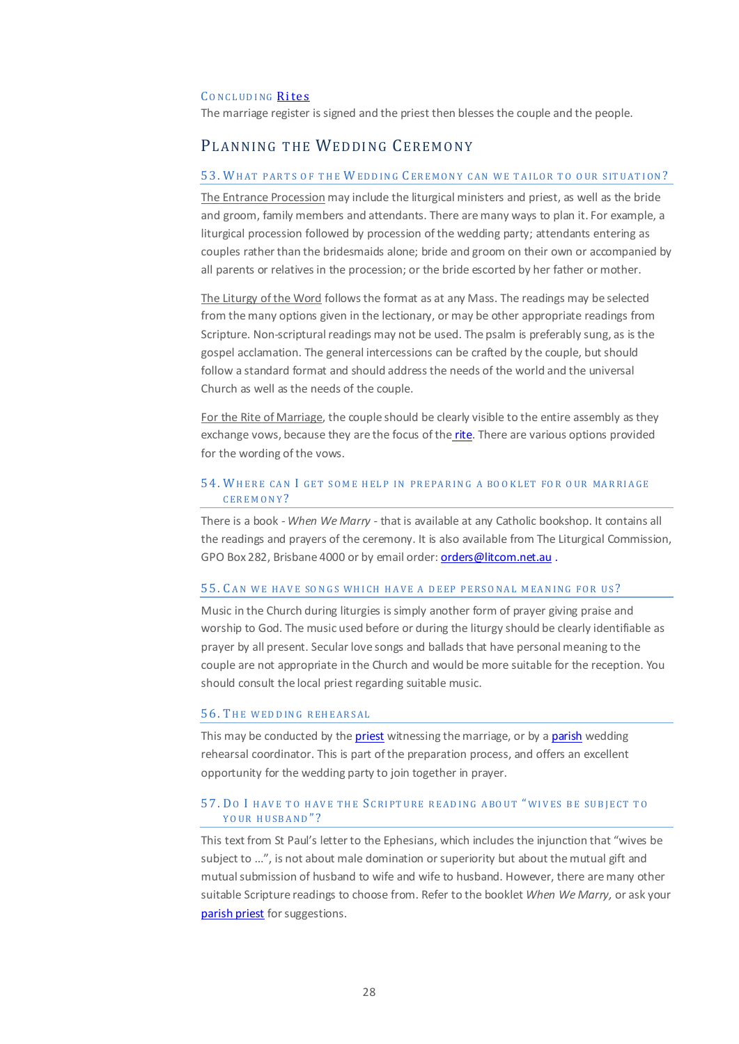### Concluding Rites

The marriage register is signed and the priest then blesses the couple and the people.

## Planning the Wedding Ceremony

### 53. What parts of the Wedding Ceremony can we tailor to our situation?

The Entrance Procession may include the liturgical ministers and priest, as well as the bride and groom, family members and attendants. There are many ways to plan it. For example, a liturgical procession followed by procession of the wedding party; attendants entering as couples rather than the bridesmaids alone; bride and groom on their own or accompanied by all parents or relatives in the procession; or the bride escorted by her father or mother.

The Liturgy of the Word follows the format as at any Mass. The readings may be selected from the many options given in the lectionary, or may be other appropriate readings from Scripture. Non-scriptural readings may not be used. The psalm is preferably sung, as is the gospel acclamation. The general intercessions can be crafted by the couple, but should follow a standard format and should address the needs of the world and the universal Church as well as the needs of the couple.

For the Rite of Marriage, the couple should be clearly visible to the entire assembly as they exchange vows, because they are the focus of the rite. There are various options provided for the wording of the vows.

### 54. Where can I get some help in preparing a booklet for our marriage ceremony?

There is a book - *When We Marry* - that is available at any Catholic bookshop. It contains all the readings and prayers of the ceremony. It is also available from The Liturgical Commission, GPO Box 282, Brisbane 4000 or by email order: orders@litcom.net.au .

### 55. Can we have songs which have a deep personal meaning for us?

Music in the Church during liturgies is simply another form of prayer giving praise and worship to God. The music used before or during the liturgy should be clearly identifiable as prayer by all present. Secular love songs and ballads that have personal meaning to the couple are not appropriate in the Church and would be more suitable for the reception. You should consult the local priest regarding suitable music.

### 56. The wedding rehearsal

This may be conducted by the priest witnessing the marriage, or by a parish wedding rehearsal coordinator. This is part of the preparation process, and offers an excellent opportunity for the wedding party to join together in prayer.

### 57. Do I have to have the Scripture reading about "wives be subject to your husband"?

This text from St Paul's letter to the Ephesians, which includes the injunction that "wives be subject to ...", is not about male domination or superiority but about the mutual gift and mutual submission of husband to wife and wife to husband. However, there are many other suitable Scripture readings to choose from. Refer to the booklet *When We Marry,* or ask your parish priest for suggestions.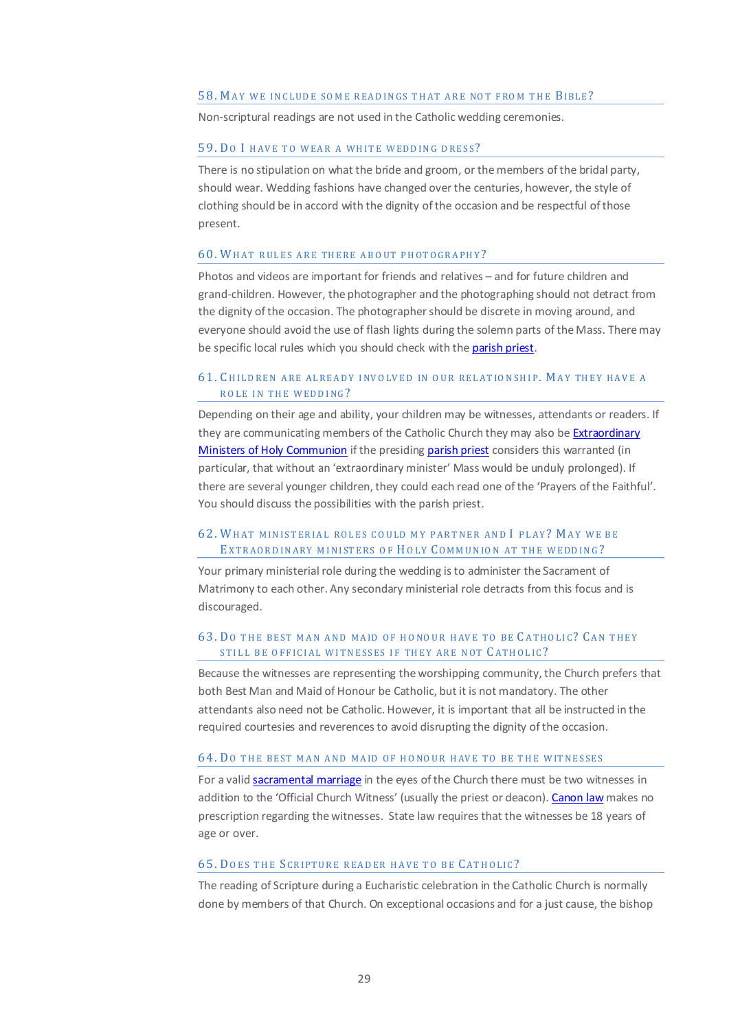### 58. May we include some readings that are not from the Bible?

Non-scriptural readings are not used in the Catholic wedding ceremonies.

### 59. Do I have to wear a white wedding dress?

There is no stipulation on what the bride and groom, or the members of the bridal party, should wear. Wedding fashions have changed over the centuries, however, the style of clothing should be in accord with the dignity of the occasion and be respectful of those present.

### 60. What rules are there about photography?

Photos and videos are important for friends and relatives – and for future children and grand-children. However, the photographer and the photographing should not detract from the dignity of the occasion. The photographer should be discrete in moving around, and everyone should avoid the use of flash lights during the solemn parts of the Mass. There may be specific local rules which you should check with the parish priest.

### 61. Children are already involved in our relationship. May they have a role in the wedding?

Depending on their age and ability, your children may be witnesses, attendants or readers. If they are communicating members of the Catholic Church they may also be Extraordinary Ministers of Holy Communion if the presiding parish priest considers this warranted (in particular, that without an 'extraordinary minister' Mass would be unduly prolonged). If there are several younger children, they could each read one of the 'Prayers of the Faithful'. You should discuss the possibilities with the parish priest.

### 62. What ministerial roles could my partner and I play? May we be Extraordinary ministers of Holy Communion at the wedding?

Your primary ministerial role during the wedding is to administer the Sacrament of Matrimony to each other. Any secondary ministerial role detracts from this focus and is discouraged.

### 63. Do the best man and maid of honour have to be Catholic? Can they still be official witnesses if they are not Catholic?

Because the witnesses are representing the worshipping community, the Church prefers that both Best Man and Maid of Honour be Catholic, but it is not mandatory. The other attendants also need not be Catholic. However, it is important that all be instructed in the required courtesies and reverences to avoid disrupting the dignity of the occasion.

### 64. Do the best man and maid of honour have to be the witnesses

For a valid sacramental marriage in the eyes of the Church there must be two witnesses in addition to the 'Official Church Witness' (usually the priest or deacon). Canon law makes no prescription regarding the witnesses. State law requires that the witnesses be 18 years of age or over.

### 65. Does the Scripture reader have to be Catholic?

The reading of Scripture during a Eucharistic celebration in the Catholic Church is normally done by members of that Church. On exceptional occasions and for a just cause, the bishop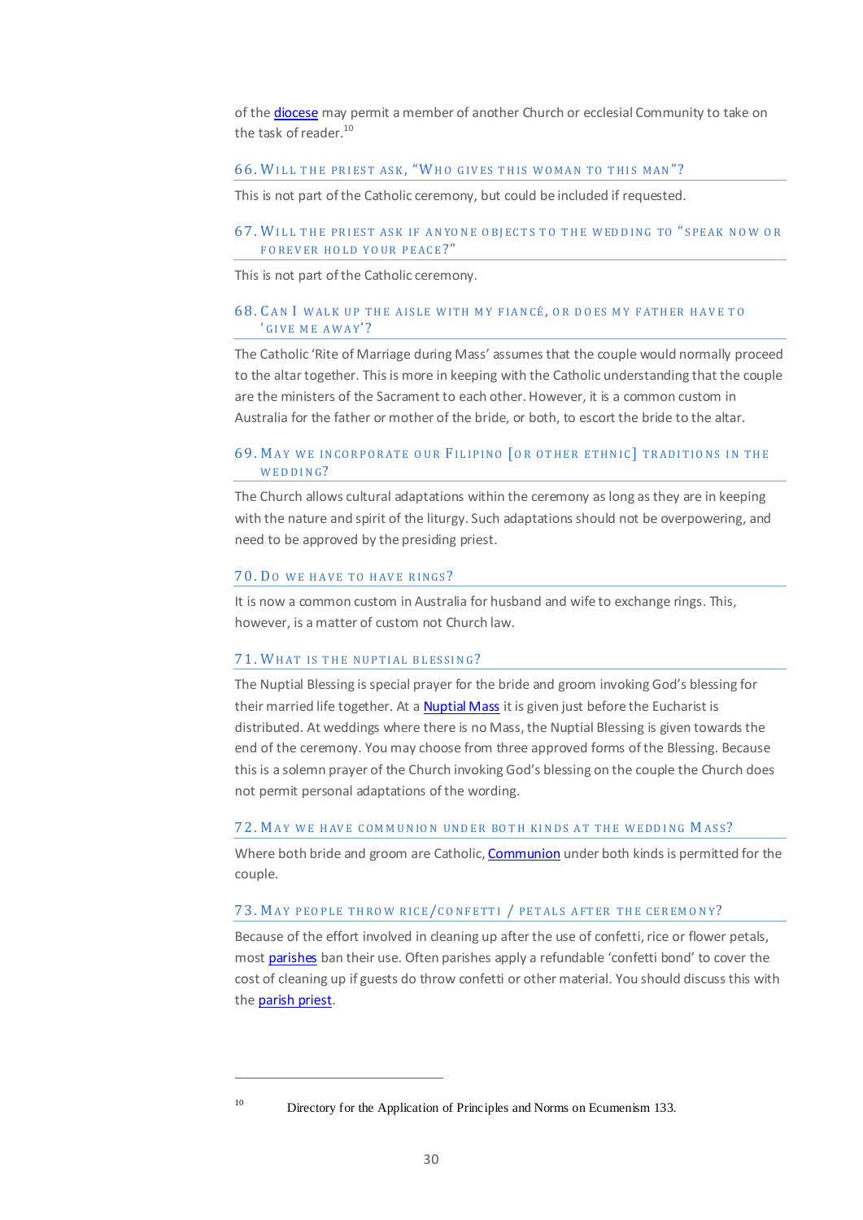of the diocese may permit a member of another Church or ecclesial Community to take on the task of reader.[10]

### 66. Will the priest ask, "Who gives this woman to this man"?

This is not part of the Catholic ceremony, but could be included if requested.

### 67. Will the priest ask if anyone objects to the wedding to "speak now or forever hold your peace?"

This is not part of the Catholic ceremony.

### 68. Can I walk up the aisle with my fiancé, or does my father have to 'give me away'?

The Catholic 'Rite of Marriage during Mass' assumes that the couple would normally proceed to the altar together. This is more in keeping with the Catholic understanding that the couple are the ministers of the Sacrament to each other. However, it is a common custom in Australia for the father or mother of the bride, or both, to escort the bride to the altar.

### 69. May we incorporate our Filipino [or other ethnic] traditions in the wedding?

The Church allows cultural adaptations within the ceremony as long as they are in keeping with the nature and spirit of the liturgy. Such adaptations should not be overpowering, and need to be approved by the presiding priest.

### 70. Do we have to have rings?

It is now a common custom in Australia for husband and wife to exchange rings. This, however, is a matter of custom not Church law.

### 71. What is the nuptial blessing?

The Nuptial Blessing is special prayer for the bride and groom invoking God's blessing for their married life together. At a Nuptial Mass it is given just before the Eucharist is distributed. At weddings where there is no Mass, the Nuptial Blessing is given towards the end of the ceremony. You may choose from three approved forms of the Blessing. Because this is a solemn prayer of the Church invoking God's blessing on the couple the Church does not permit personal adaptations of the wording.

### 72. May we have communion under both kinds at the wedding Mass?

Where both bride and groom are Catholic, Communion under both kinds is permitted for the couple.

### 73. May people throw rice/confetti / petals after the ceremony?

Because of the effort involved in cleaning up after the use of confetti, rice or flower petals, most parishes ban their use. Often parishes apply a refundable 'confetti bond' to cover the cost of cleaning up if guests do throw confetti or other material. You should discuss this with the parish priest.

---

[10] Directory for the Application of Principles and Norms on Ecumenism 133.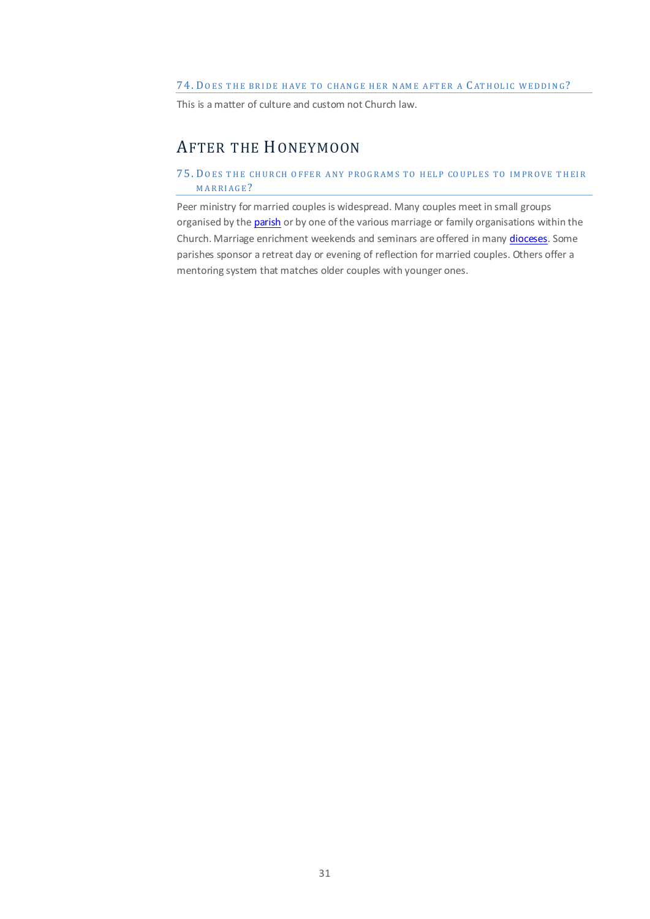### 74. Does the bride have to change her name after a Catholic wedding?

This is a matter of culture and custom not Church law.

## After the Honeymoon

### 75. Does the church offer any programs to help couples to improve their marriage?

Peer ministry for married couples is widespread. Many couples meet in small groups organised by the parish or by one of the various marriage or family organisations within the Church. Marriage enrichment weekends and seminars are offered in many dioceses. Some parishes sponsor a retreat day or evening of reflection for married couples. Others offer a mentoring system that matches older couples with younger ones.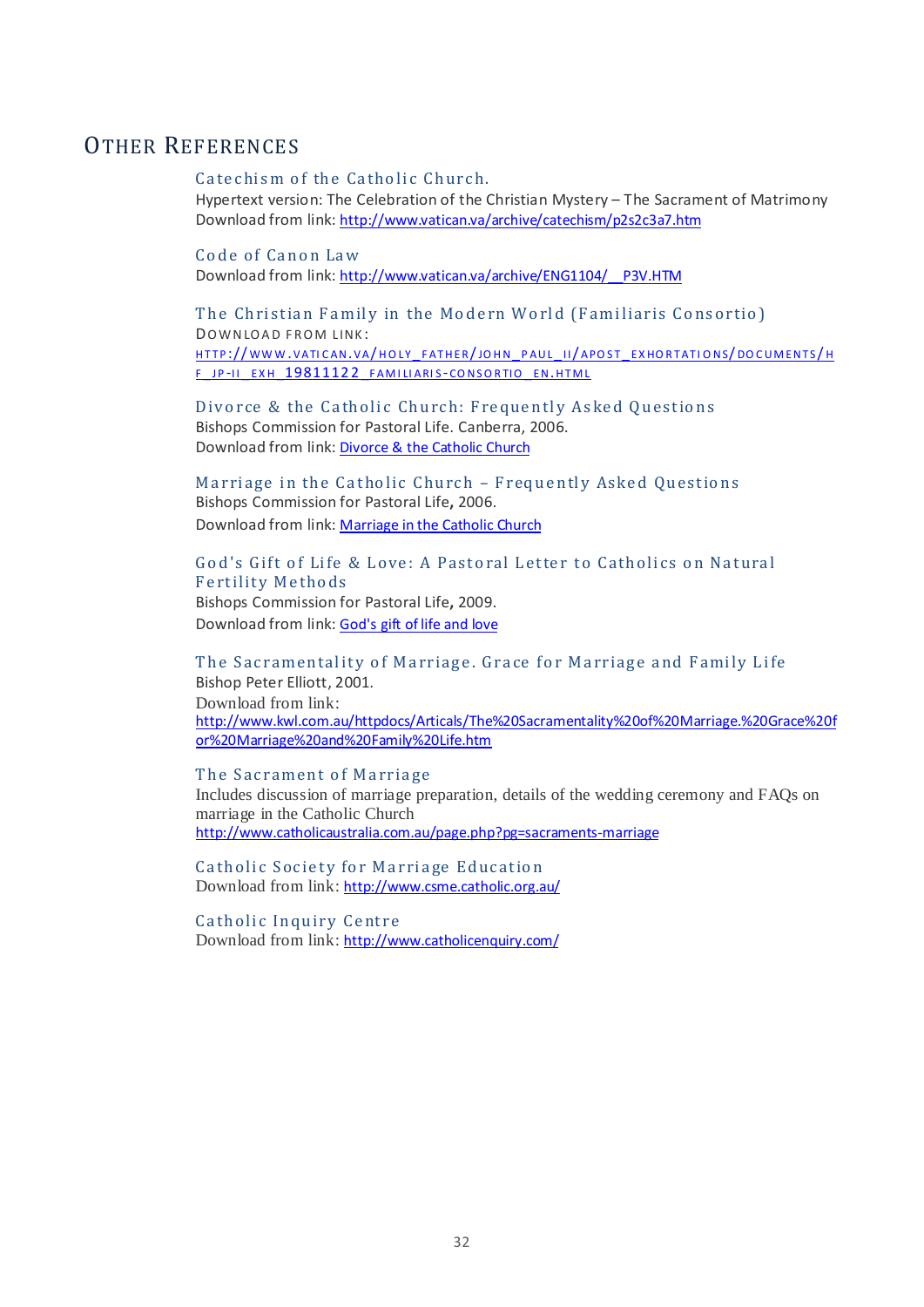# Other References

### Catechism of the Catholic Church.

Hypertext version: The Celebration of the Christian Mystery – The Sacrament of Matrimony
Download from link: http://www.vatican.va/archive/catechism/p2s2c3a7.htm

### Code of Canon Law

Download from link: http://www.vatican.va/archive/ENG1104/__P3V.HTM

### The Christian Family in the Modern World (Familiaris Consortio)

Download from link:
http://www.vatican.va/holy_father/john_paul_ii/apost_exhortations/documents/hf_jp-ii_exh_19811122_familiaris-consortio_en.html

### Divorce & the Catholic Church: Frequently Asked Questions

Bishops Commission for Pastoral Life. Canberra, 2006.
Download from link: Divorce & the Catholic Church

### Marriage in the Catholic Church – Frequently Asked Questions

Bishops Commission for Pastoral Life, 2006.
Download from link: Marriage in the Catholic Church

### God's Gift of Life & Love: A Pastoral Letter to Catholics on Natural Fertility Methods

Bishops Commission for Pastoral Life, 2009.
Download from link: God's gift of life and love

### The Sacramentality of Marriage. Grace for Marriage and Family Life

Bishop Peter Elliott, 2001.
Download from link:
http://www.kwl.com.au/httpdocs/Articals/The%20Sacramentality%20of%20Marriage.%20Grace%20for%20Marriage%20and%20Family%20Life.htm

### The Sacrament of Marriage

Includes discussion of marriage preparation, details of the wedding ceremony and FAQs on marriage in the Catholic Church
http://www.catholicaustralia.com.au/page.php?pg=sacraments-marriage

### Catholic Society for Marriage Education

Download from link: http://www.csme.catholic.org.au/

### Catholic Inquiry Centre

Download from link: http://www.catholicenquiry.com/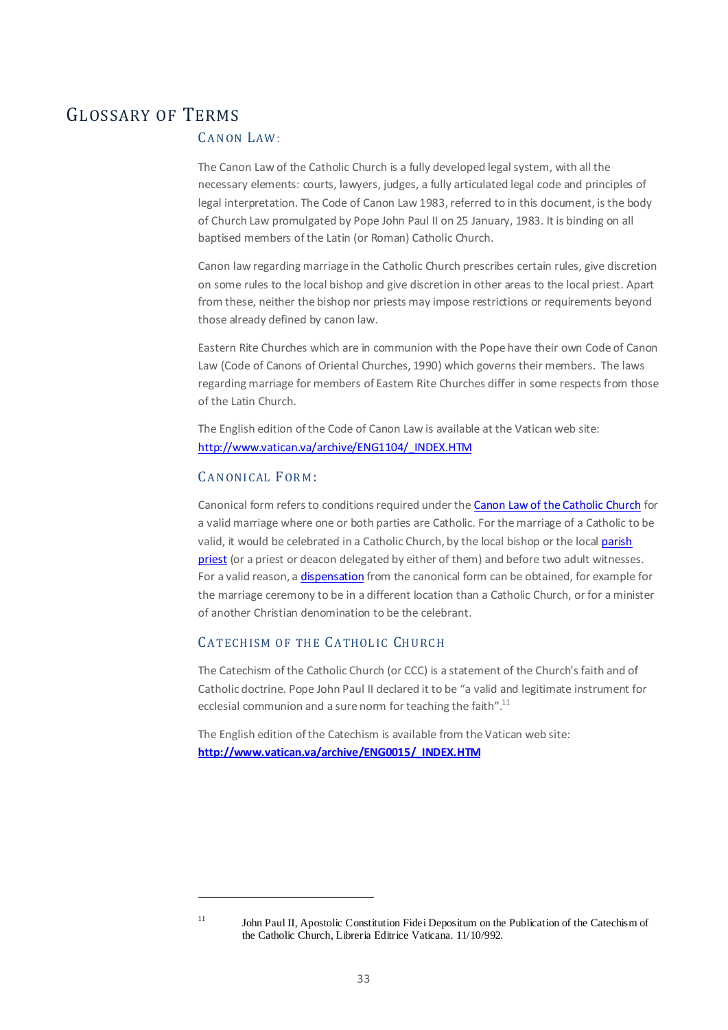# Glossary of Terms

## Canon Law:

The Canon Law of the Catholic Church is a fully developed legal system, with all the necessary elements: courts, lawyers, judges, a fully articulated legal code and principles of legal interpretation. The Code of Canon Law 1983, referred to in this document, is the body of Church Law promulgated by Pope John Paul II on 25 January, 1983. It is binding on all baptised members of the Latin (or Roman) Catholic Church.

Canon law regarding marriage in the Catholic Church prescribes certain rules, give discretion on some rules to the local bishop and give discretion in other areas to the local priest. Apart from these, neither the bishop nor priests may impose restrictions or requirements beyond those already defined by canon law.

Eastern Rite Churches which are in communion with the Pope have their own Code of Canon Law (Code of Canons of Oriental Churches, 1990) which governs their members. The laws regarding marriage for members of Eastern Rite Churches differ in some respects from those of the Latin Church.

The English edition of the Code of Canon Law is available at the Vatican web site: http://www.vatican.va/archive/ENG1104/_INDEX.HTM

## Canonical Form:

Canonical form refers to conditions required under the Canon Law of the Catholic Church for a valid marriage where one or both parties are Catholic. For the marriage of a Catholic to be valid, it would be celebrated in a Catholic Church, by the local bishop or the local parish priest (or a priest or deacon delegated by either of them) and before two adult witnesses. For a valid reason, a dispensation from the canonical form can be obtained, for example for the marriage ceremony to be in a different location than a Catholic Church, or for a minister of another Christian denomination to be the celebrant.

## Catechism of the Catholic Church

The Catechism of the Catholic Church (or CCC) is a statement of the Church's faith and of Catholic doctrine. Pope John Paul II declared it to be "a valid and legitimate instrument for ecclesial communion and a sure norm for teaching the faith".[11]

The English edition of the Catechism is available from the Vatican web site: **http://www.vatican.va/archive/ENG0015/_INDEX.HTM**

---

[11] John Paul II, Apostolic Constitution Fidei Depositum on the Publication of the Catechism of the Catholic Church, Libreria Editrice Vaticana. 11/10/992.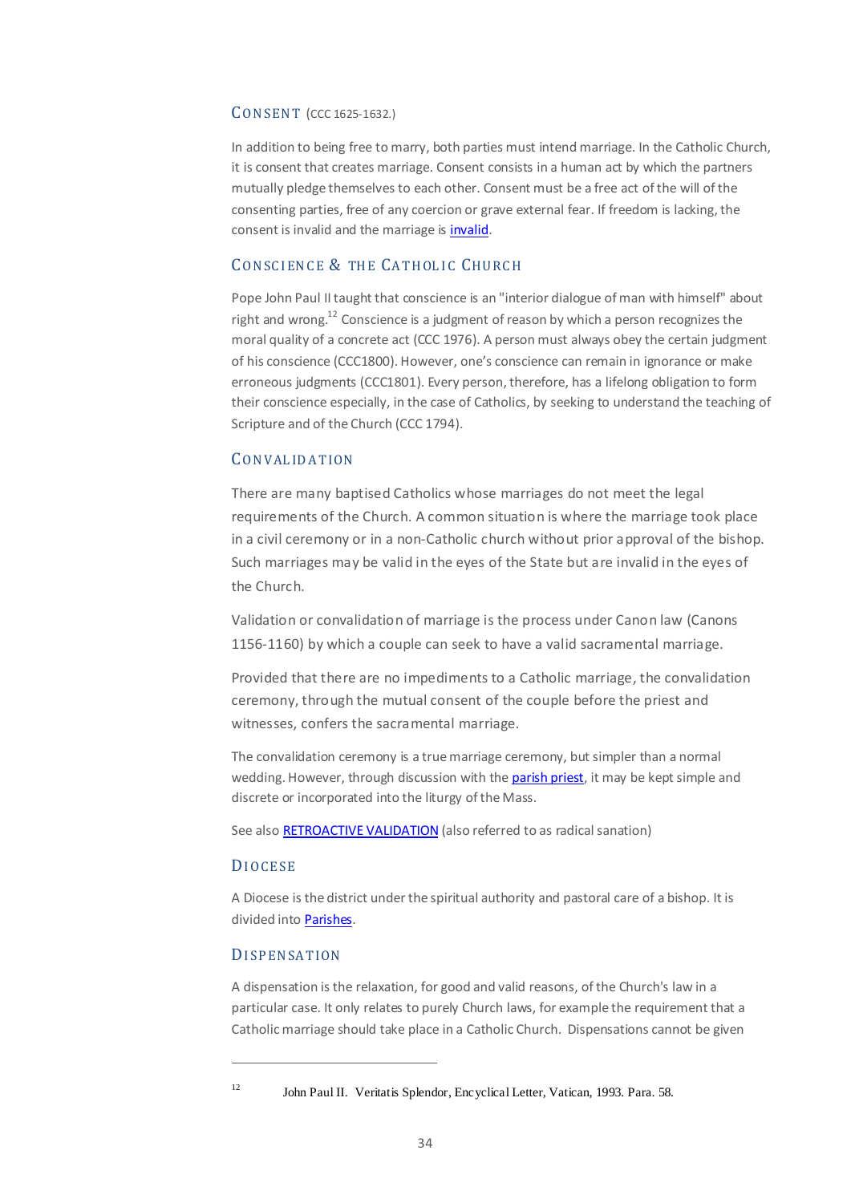## CONSENT (CCC 1625-1632.)

In addition to being free to marry, both parties must intend marriage. In the Catholic Church, it is consent that creates marriage. Consent consists in a human act by which the partners mutually pledge themselves to each other. Consent must be a free act of the will of the consenting parties, free of any coercion or grave external fear. If freedom is lacking, the consent is invalid and the marriage is invalid.

## CONSCIENCE & THE CATHOLIC CHURCH

Pope John Paul II taught that conscience is an "interior dialogue of man with himself" about right and wrong.[12] Conscience is a judgment of reason by which a person recognizes the moral quality of a concrete act (CCC 1976). A person must always obey the certain judgment of his conscience (CCC1800). However, one's conscience can remain in ignorance or make erroneous judgments (CCC1801). Every person, therefore, has a lifelong obligation to form their conscience especially, in the case of Catholics, by seeking to understand the teaching of Scripture and of the Church (CCC 1794).

## CONVALIDATION

There are many baptised Catholics whose marriages do not meet the legal requirements of the Church. A common situation is where the marriage took place in a civil ceremony or in a non-Catholic church without prior approval of the bishop. Such marriages may be valid in the eyes of the State but are invalid in the eyes of the Church.

Validation or convalidation of marriage is the process under Canon law (Canons 1156-1160) by which a couple can seek to have a valid sacramental marriage.

Provided that there are no impediments to a Catholic marriage, the convalidation ceremony, through the mutual consent of the couple before the priest and witnesses, confers the sacramental marriage.

The convalidation ceremony is a true marriage ceremony, but simpler than a normal wedding. However, through discussion with the parish priest, it may be kept simple and discrete or incorporated into the liturgy of the Mass.

See also RETROACTIVE VALIDATION (also referred to as radical sanation)

## DIOCESE

A Diocese is the district under the spiritual authority and pastoral care of a bishop. It is divided into Parishes.

## DISPENSATION

A dispensation is the relaxation, for good and valid reasons, of the Church's law in a particular case. It only relates to purely Church laws, for example the requirement that a Catholic marriage should take place in a Catholic Church. Dispensations cannot be given

---

[12] John Paul II. Veritatis Splendor, Encyclical Letter, Vatican, 1993. Para. 58.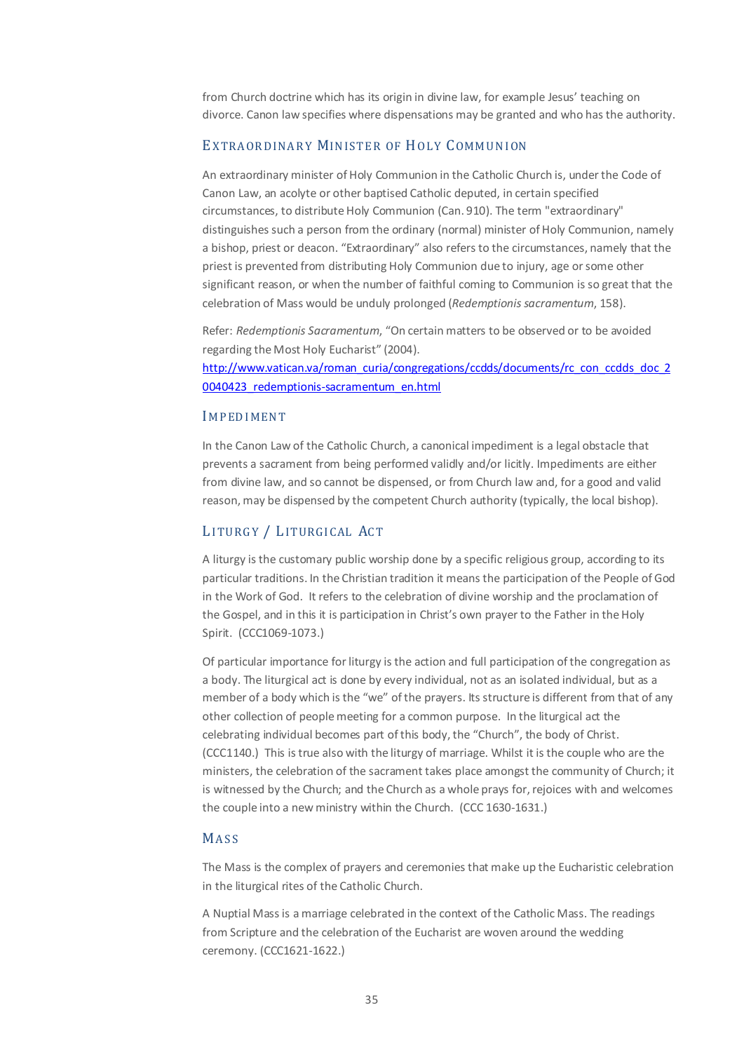from Church doctrine which has its origin in divine law, for example Jesus' teaching on divorce. Canon law specifies where dispensations may be granted and who has the authority.

## Extraordinary Minister of Holy Communion

An extraordinary minister of Holy Communion in the Catholic Church is, under the Code of Canon Law, an acolyte or other baptised Catholic deputed, in certain specified circumstances, to distribute Holy Communion (Can. 910). The term "extraordinary" distinguishes such a person from the ordinary (normal) minister of Holy Communion, namely a bishop, priest or deacon. "Extraordinary" also refers to the circumstances, namely that the priest is prevented from distributing Holy Communion due to injury, age or some other significant reason, or when the number of faithful coming to Communion is so great that the celebration of Mass would be unduly prolonged (*Redemptionis sacramentum*, 158).

Refer: *Redemptionis Sacramentum*, "On certain matters to be observed or to be avoided regarding the Most Holy Eucharist" (2004).
[http://www.vatican.va/roman_curia/congregations/ccdds/documents/rc_con_ccdds_doc_20040423_redemptionis-sacramentum_en.html](http://www.vatican.va/roman_curia/congregations/ccdds/documents/rc_con_ccdds_doc_20040423_redemptionis-sacramentum_en.html)

## Impediment

In the Canon Law of the Catholic Church, a canonical impediment is a legal obstacle that prevents a sacrament from being performed validly and/or licitly. Impediments are either from divine law, and so cannot be dispensed, or from Church law and, for a good and valid reason, may be dispensed by the competent Church authority (typically, the local bishop).

## Liturgy / Liturgical Act

A liturgy is the customary public worship done by a specific religious group, according to its particular traditions. In the Christian tradition it means the participation of the People of God in the Work of God. It refers to the celebration of divine worship and the proclamation of the Gospel, and in this it is participation in Christ's own prayer to the Father in the Holy Spirit. (CCC1069-1073.)

Of particular importance for liturgy is the action and full participation of the congregation as a body. The liturgical act is done by every individual, not as an isolated individual, but as a member of a body which is the "we" of the prayers. Its structure is different from that of any other collection of people meeting for a common purpose. In the liturgical act the celebrating individual becomes part of this body, the "Church", the body of Christ. (CCC1140.) This is true also with the liturgy of marriage. Whilst it is the couple who are the ministers, the celebration of the sacrament takes place amongst the community of Church; it is witnessed by the Church; and the Church as a whole prays for, rejoices with and welcomes the couple into a new ministry within the Church. (CCC 1630-1631.)

## Mass

The Mass is the complex of prayers and ceremonies that make up the Eucharistic celebration in the liturgical rites of the Catholic Church.

A Nuptial Mass is a marriage celebrated in the context of the Catholic Mass. The readings from Scripture and the celebration of the Eucharist are woven around the wedding ceremony. (CCC1621-1622.)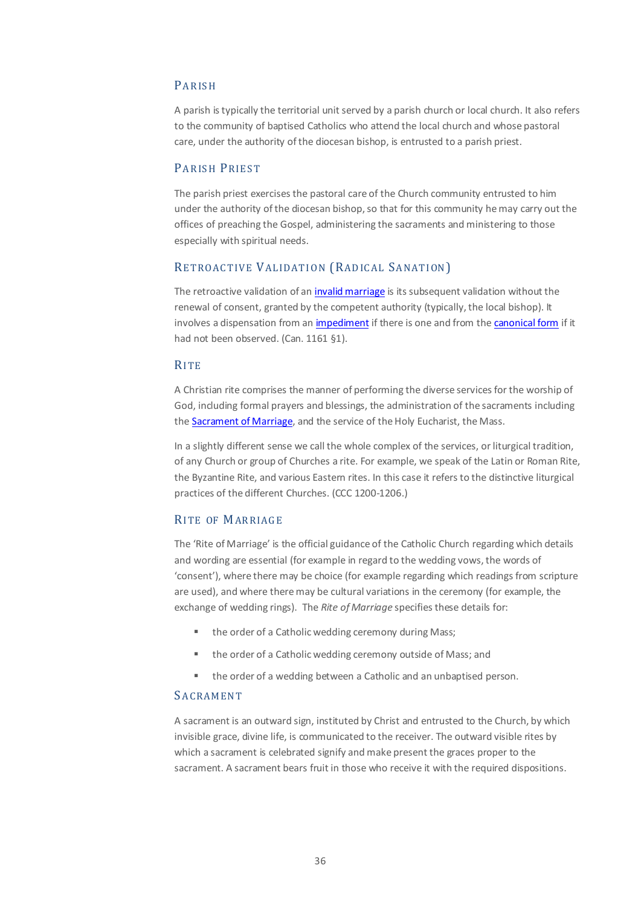## Parish

A parish is typically the territorial unit served by a parish church or local church. It also refers to the community of baptised Catholics who attend the local church and whose pastoral care, under the authority of the diocesan bishop, is entrusted to a parish priest.

## Parish Priest

The parish priest exercises the pastoral care of the Church community entrusted to him under the authority of the diocesan bishop, so that for this community he may carry out the offices of preaching the Gospel, administering the sacraments and ministering to those especially with spiritual needs.

## Retroactive Validation (Radical Sanation)

The retroactive validation of an invalid marriage is its subsequent validation without the renewal of consent, granted by the competent authority (typically, the local bishop). It involves a dispensation from an impediment if there is one and from the canonical form if it had not been observed. (Can. 1161 §1).

## Rite

A Christian rite comprises the manner of performing the diverse services for the worship of God, including formal prayers and blessings, the administration of the sacraments including the Sacrament of Marriage, and the service of the Holy Eucharist, the Mass.

In a slightly different sense we call the whole complex of the services, or liturgical tradition, of any Church or group of Churches a rite. For example, we speak of the Latin or Roman Rite, the Byzantine Rite, and various Eastern rites. In this case it refers to the distinctive liturgical practices of the different Churches. (CCC 1200-1206.)

## Rite of Marriage

The 'Rite of Marriage' is the official guidance of the Catholic Church regarding which details and wording are essential (for example in regard to the wedding vows, the words of 'consent'), where there may be choice (for example regarding which readings from scripture are used), and where there may be cultural variations in the ceremony (for example, the exchange of wedding rings). The *Rite of Marriage* specifies these details for:

- the order of a Catholic wedding ceremony during Mass;
- the order of a Catholic wedding ceremony outside of Mass; and
- the order of a wedding between a Catholic and an unbaptised person.

## Sacrament

A sacrament is an outward sign, instituted by Christ and entrusted to the Church, by which invisible grace, divine life, is communicated to the receiver. The outward visible rites by which a sacrament is celebrated signify and make present the graces proper to the sacrament. A sacrament bears fruit in those who receive it with the required dispositions.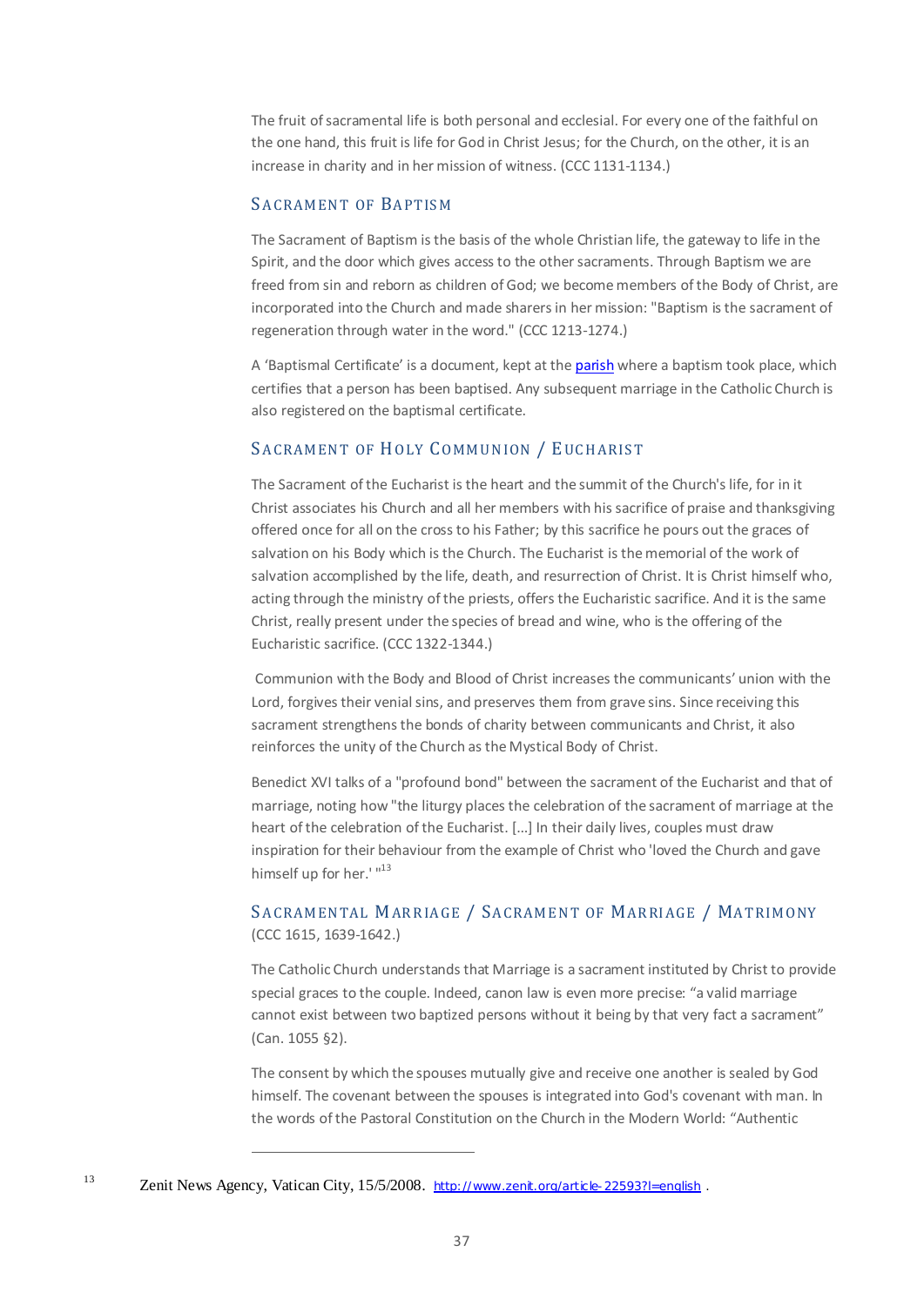The fruit of sacramental life is both personal and ecclesial. For every one of the faithful on the one hand, this fruit is life for God in Christ Jesus; for the Church, on the other, it is an increase in charity and in her mission of witness. (CCC 1131-1134.)

## Sacrament of Baptism

The Sacrament of Baptism is the basis of the whole Christian life, the gateway to life in the Spirit, and the door which gives access to the other sacraments. Through Baptism we are freed from sin and reborn as children of God; we become members of the Body of Christ, are incorporated into the Church and made sharers in her mission: "Baptism is the sacrament of regeneration through water in the word." (CCC 1213-1274.)

A 'Baptismal Certificate' is a document, kept at the parish where a baptism took place, which certifies that a person has been baptised. Any subsequent marriage in the Catholic Church is also registered on the baptismal certificate.

## Sacrament of Holy Communion / Eucharist

The Sacrament of the Eucharist is the heart and the summit of the Church's life, for in it Christ associates his Church and all her members with his sacrifice of praise and thanksgiving offered once for all on the cross to his Father; by this sacrifice he pours out the graces of salvation on his Body which is the Church. The Eucharist is the memorial of the work of salvation accomplished by the life, death, and resurrection of Christ. It is Christ himself who, acting through the ministry of the priests, offers the Eucharistic sacrifice. And it is the same Christ, really present under the species of bread and wine, who is the offering of the Eucharistic sacrifice. (CCC 1322-1344.)

Communion with the Body and Blood of Christ increases the communicants' union with the Lord, forgives their venial sins, and preserves them from grave sins. Since receiving this sacrament strengthens the bonds of charity between communicants and Christ, it also reinforces the unity of the Church as the Mystical Body of Christ.

Benedict XVI talks of a "profound bond" between the sacrament of the Eucharist and that of marriage, noting how "the liturgy places the celebration of the sacrament of marriage at the heart of the celebration of the Eucharist. [...] In their daily lives, couples must draw inspiration for their behaviour from the example of Christ who 'loved the Church and gave himself up for her.' "[13]

## Sacramental Marriage / Sacrament of Marriage / Matrimony

(CCC 1615, 1639-1642.)

The Catholic Church understands that Marriage is a sacrament instituted by Christ to provide special graces to the couple. Indeed, canon law is even more precise: "a valid marriage cannot exist between two baptized persons without it being by that very fact a sacrament" (Can. 1055 §2).

The consent by which the spouses mutually give and receive one another is sealed by God himself. The covenant between the spouses is integrated into God's covenant with man. In the words of the Pastoral Constitution on the Church in the Modern World: "Authentic

---

[13] Zenit News Agency, Vatican City, 15/5/2008. http://www.zenit.org/article-22593?l=english .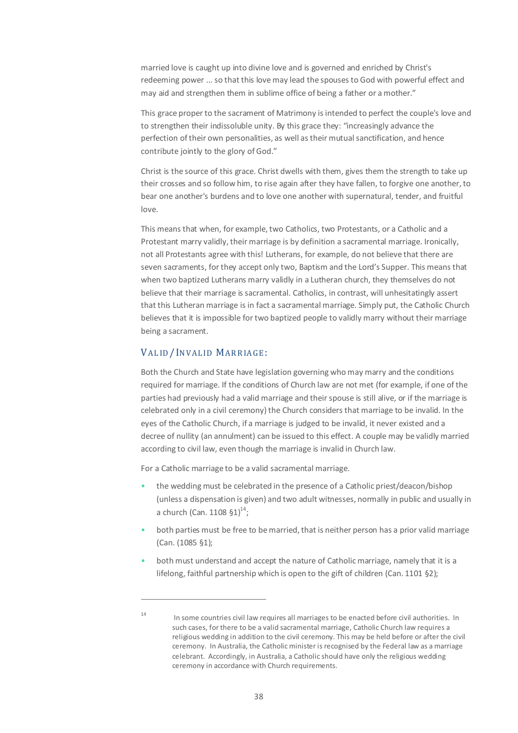married love is caught up into divine love and is governed and enriched by Christ's redeeming power ... so that this love may lead the spouses to God with powerful effect and may aid and strengthen them in sublime office of being a father or a mother."

This grace proper to the sacrament of Matrimony is intended to perfect the couple's love and to strengthen their indissoluble unity. By this grace they: "increasingly advance the perfection of their own personalities, as well as their mutual sanctification, and hence contribute jointly to the glory of God."

Christ is the source of this grace. Christ dwells with them, gives them the strength to take up their crosses and so follow him, to rise again after they have fallen, to forgive one another, to bear one another's burdens and to love one another with supernatural, tender, and fruitful love.

This means that when, for example, two Catholics, two Protestants, or a Catholic and a Protestant marry validly, their marriage is by definition a sacramental marriage. Ironically, not all Protestants agree with this! Lutherans, for example, do not believe that there are seven sacraments, for they accept only two, Baptism and the Lord's Supper. This means that when two baptized Lutherans marry validly in a Lutheran church, they themselves do not believe that their marriage is sacramental. Catholics, in contrast, will unhesitatingly assert that this Lutheran marriage is in fact a sacramental marriage. Simply put, the Catholic Church believes that it is impossible for two baptized people to validly marry without their marriage being a sacrament.

## Valid/Invalid Marriage:

Both the Church and State have legislation governing who may marry and the conditions required for marriage. If the conditions of Church law are not met (for example, if one of the parties had previously had a valid marriage and their spouse is still alive, or if the marriage is celebrated only in a civil ceremony) the Church considers that marriage to be invalid. In the eyes of the Catholic Church, if a marriage is judged to be invalid, it never existed and a decree of nullity (an annulment) can be issued to this effect. A couple may be validly married according to civil law, even though the marriage is invalid in Church law.

For a Catholic marriage to be a valid sacramental marriage.

- the wedding must be celebrated in the presence of a Catholic priest/deacon/bishop (unless a dispensation is given) and two adult witnesses, normally in public and usually in a church (Can. 1108 §1)[14];
- both parties must be free to be married, that is neither person has a prior valid marriage (Can. (1085 §1);
- both must understand and accept the nature of Catholic marriage, namely that it is a lifelong, faithful partnership which is open to the gift of children (Can. 1101 §2);

---

[14] In some countries civil law requires all marriages to be enacted before civil authorities. In such cases, for there to be a valid sacramental marriage, Catholic Church law requires a religious wedding in addition to the civil ceremony. This may be held before or after the civil ceremony. In Australia, the Catholic minister is recognised by the Federal law as a marriage celebrant. Accordingly, in Australia, a Catholic should have only the religious wedding ceremony in accordance with Church requirements.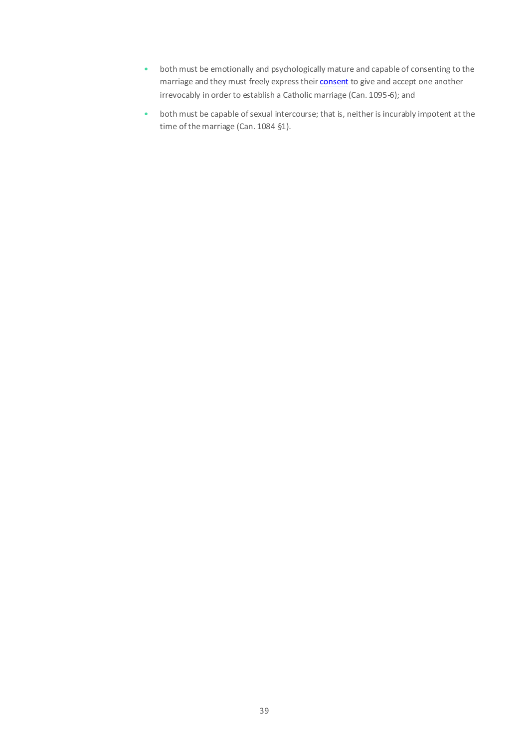- both must be emotionally and psychologically mature and capable of consenting to the marriage and they must freely express their consent to give and accept one another irrevocably in order to establish a Catholic marriage (Can. 1095-6); and
- both must be capable of sexual intercourse; that is, neither is incurably impotent at the time of the marriage (Can. 1084 §1).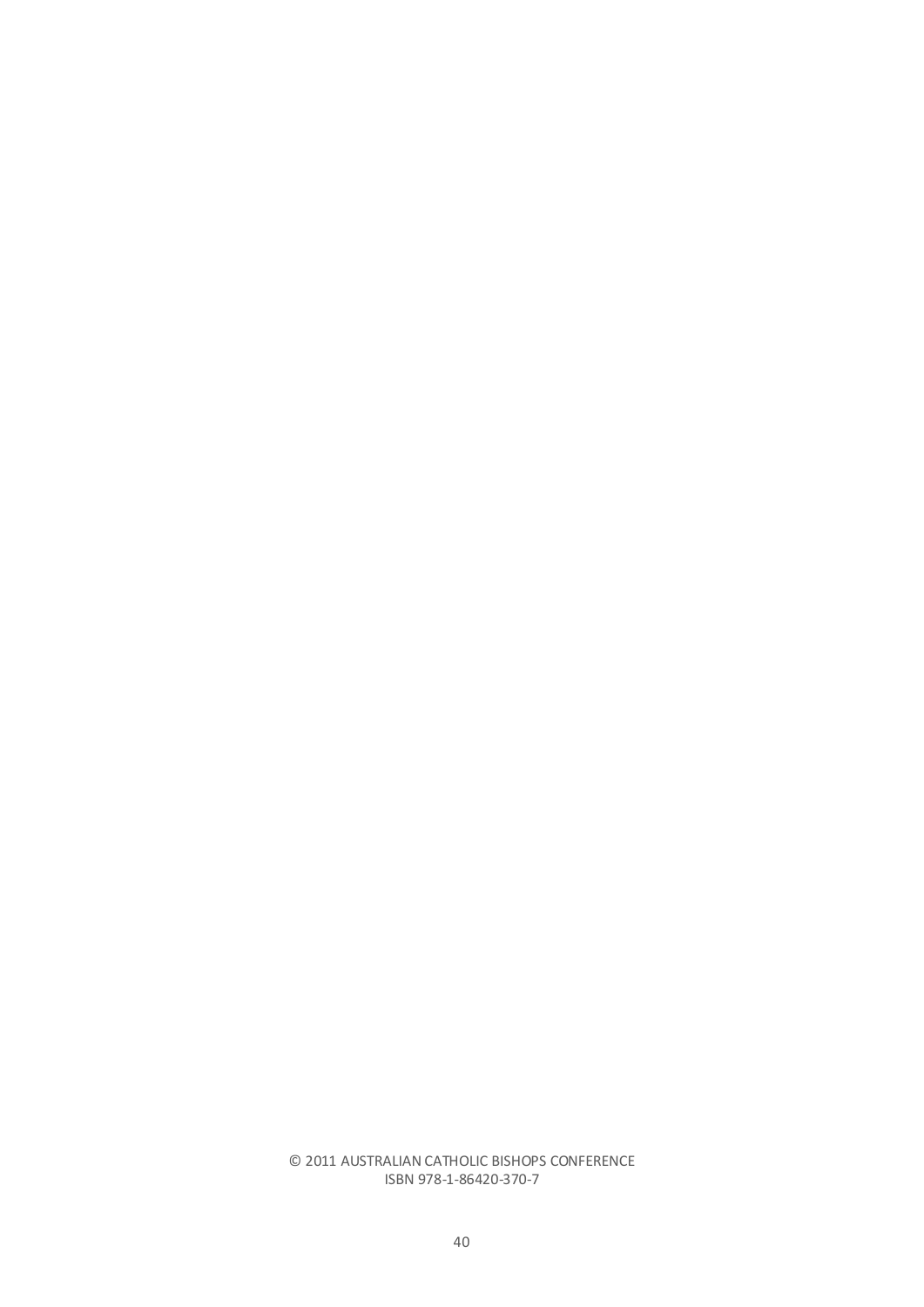© 2011 AUSTRALIAN CATHOLIC BISHOPS CONFERENCE
ISBN 978-1-86420-370-7